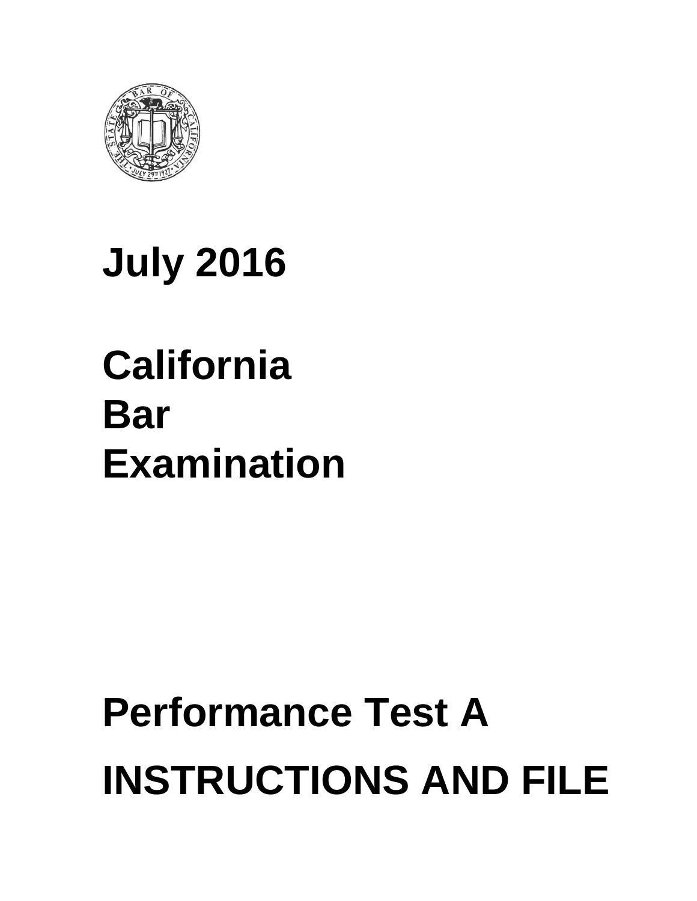# July 2016

# California Bar Examination

# Performance Test A

# INSTRUCTIONS AND FILE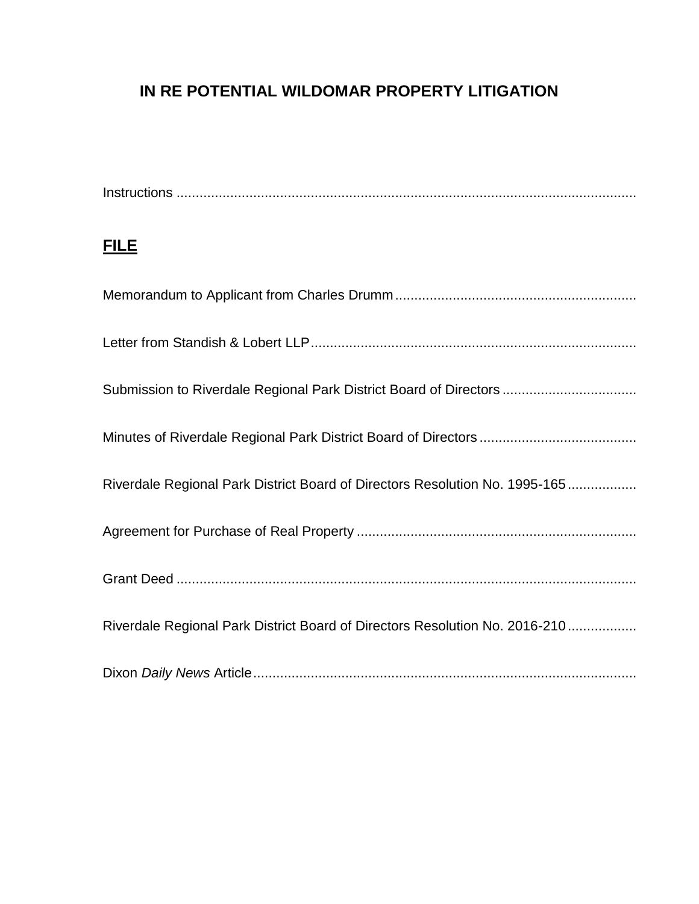# IN RE POTENTIAL WILDOMAR PROPERTY LITIGATION

Instructions

## FILE

Memorandum to Applicant from Charles Drumm

Letter from Standish & Lobert LLP

Submission to Riverdale Regional Park District Board of Directors

Minutes of Riverdale Regional Park District Board of Directors

Riverdale Regional Park District Board of Directors Resolution No. 1995-165

Agreement for Purchase of Real Property

Grant Deed

Riverdale Regional Park District Board of Directors Resolution No. 2016-210

Dixon *Daily News* Article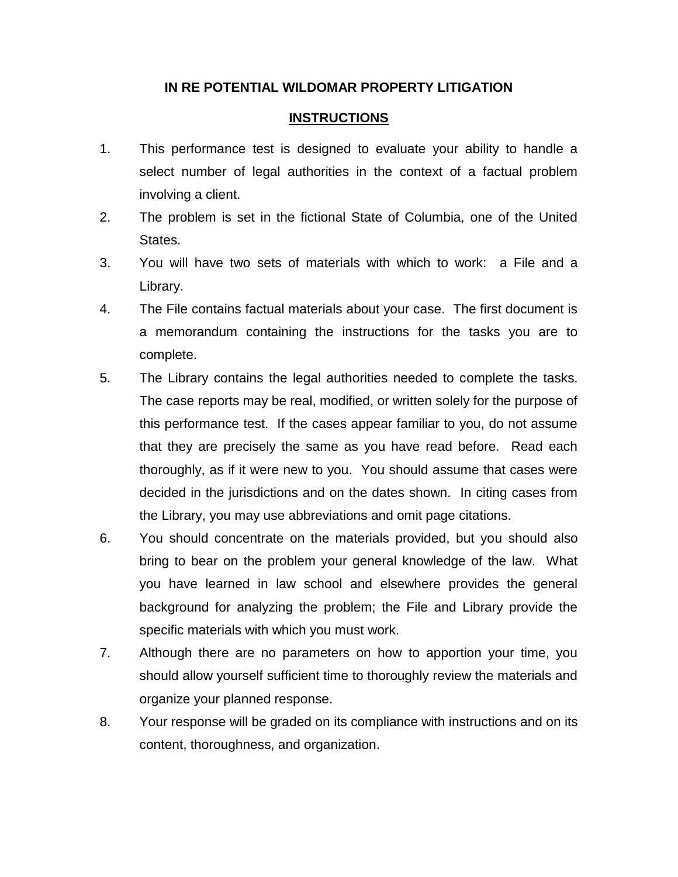# IN RE POTENTIAL WILDOMAR PROPERTY LITIGATION

## INSTRUCTIONS

1. This performance test is designed to evaluate your ability to handle a select number of legal authorities in the context of a factual problem involving a client.
2. The problem is set in the fictional State of Columbia, one of the United States.
3. You will have two sets of materials with which to work: a File and a Library.
4. The File contains factual materials about your case. The first document is a memorandum containing the instructions for the tasks you are to complete.
5. The Library contains the legal authorities needed to complete the tasks. The case reports may be real, modified, or written solely for the purpose of this performance test. If the cases appear familiar to you, do not assume that they are precisely the same as you have read before. Read each thoroughly, as if it were new to you. You should assume that cases were decided in the jurisdictions and on the dates shown. In citing cases from the Library, you may use abbreviations and omit page citations.
6. You should concentrate on the materials provided, but you should also bring to bear on the problem your general knowledge of the law. What you have learned in law school and elsewhere provides the general background for analyzing the problem; the File and Library provide the specific materials with which you must work.
7. Although there are no parameters on how to apportion your time, you should allow yourself sufficient time to thoroughly review the materials and organize your planned response.
8. Your response will be graded on its compliance with instructions and on its content, thoroughness, and organization.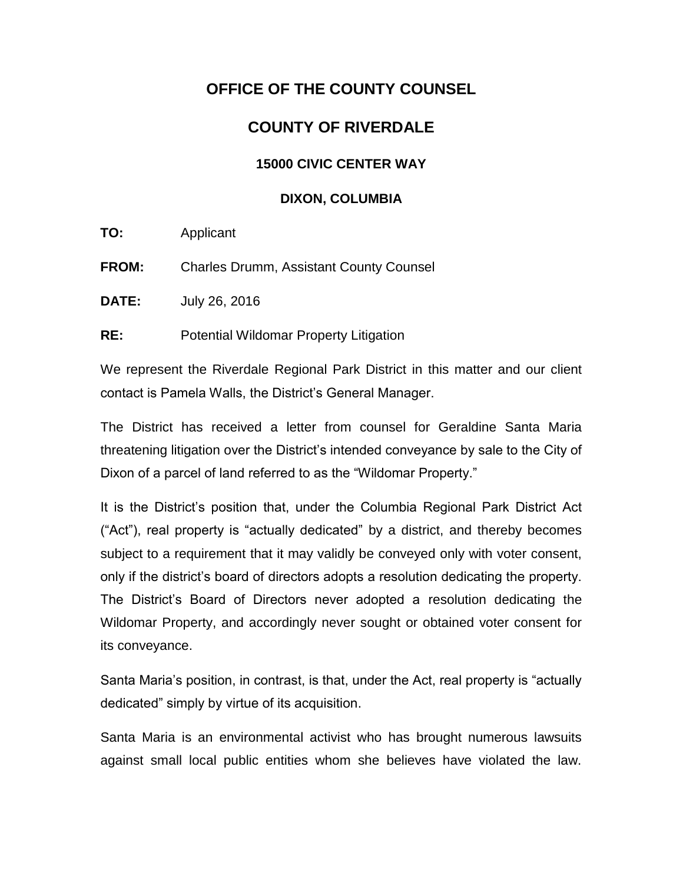# OFFICE OF THE COUNTY COUNSEL

## COUNTY OF RIVERDALE

### 15000 CIVIC CENTER WAY

### DIXON, COLUMBIA

**TO:** Applicant

**FROM:** Charles Drumm, Assistant County Counsel

**DATE:** July 26, 2016

**RE:** Potential Wildomar Property Litigation

We represent the Riverdale Regional Park District in this matter and our client contact is Pamela Walls, the District's General Manager.

The District has received a letter from counsel for Geraldine Santa Maria threatening litigation over the District's intended conveyance by sale to the City of Dixon of a parcel of land referred to as the "Wildomar Property."

It is the District's position that, under the Columbia Regional Park District Act ("Act"), real property is "actually dedicated" by a district, and thereby becomes subject to a requirement that it may validly be conveyed only with voter consent, only if the district's board of directors adopts a resolution dedicating the property. The District's Board of Directors never adopted a resolution dedicating the Wildomar Property, and accordingly never sought or obtained voter consent for its conveyance.

Santa Maria's position, in contrast, is that, under the Act, real property is "actually dedicated" simply by virtue of its acquisition.

Santa Maria is an environmental activist who has brought numerous lawsuits against small local public entities whom she believes have violated the law.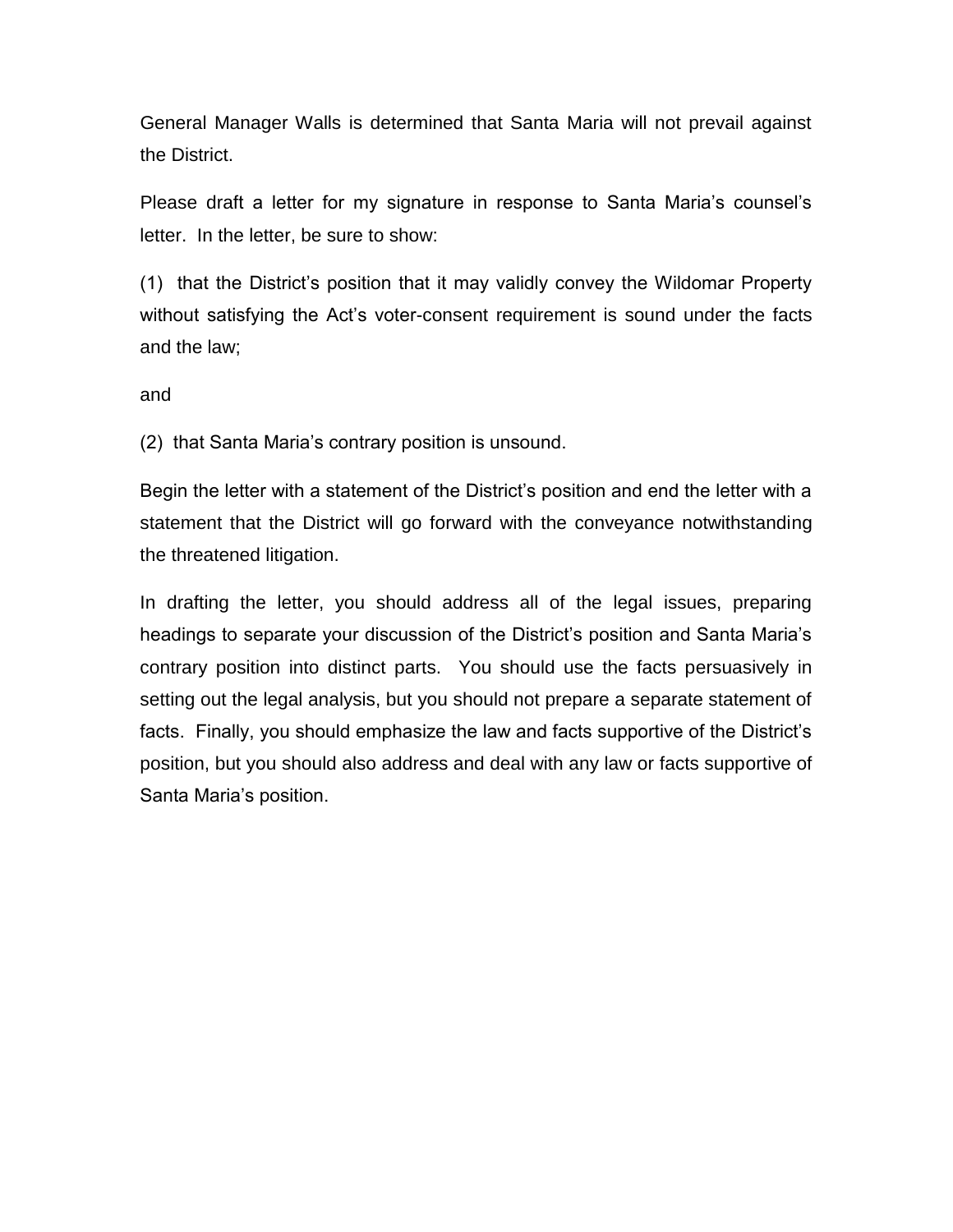General Manager Walls is determined that Santa Maria will not prevail against the District.

Please draft a letter for my signature in response to Santa Maria's counsel's letter. In the letter, be sure to show:

(1) that the District's position that it may validly convey the Wildomar Property without satisfying the Act's voter-consent requirement is sound under the facts and the law;

and

(2) that Santa Maria's contrary position is unsound.

Begin the letter with a statement of the District's position and end the letter with a statement that the District will go forward with the conveyance notwithstanding the threatened litigation.

In drafting the letter, you should address all of the legal issues, preparing headings to separate your discussion of the District's position and Santa Maria's contrary position into distinct parts. You should use the facts persuasively in setting out the legal analysis, but you should not prepare a separate statement of facts. Finally, you should emphasize the law and facts supportive of the District's position, but you should also address and deal with any law or facts supportive of Santa Maria's position.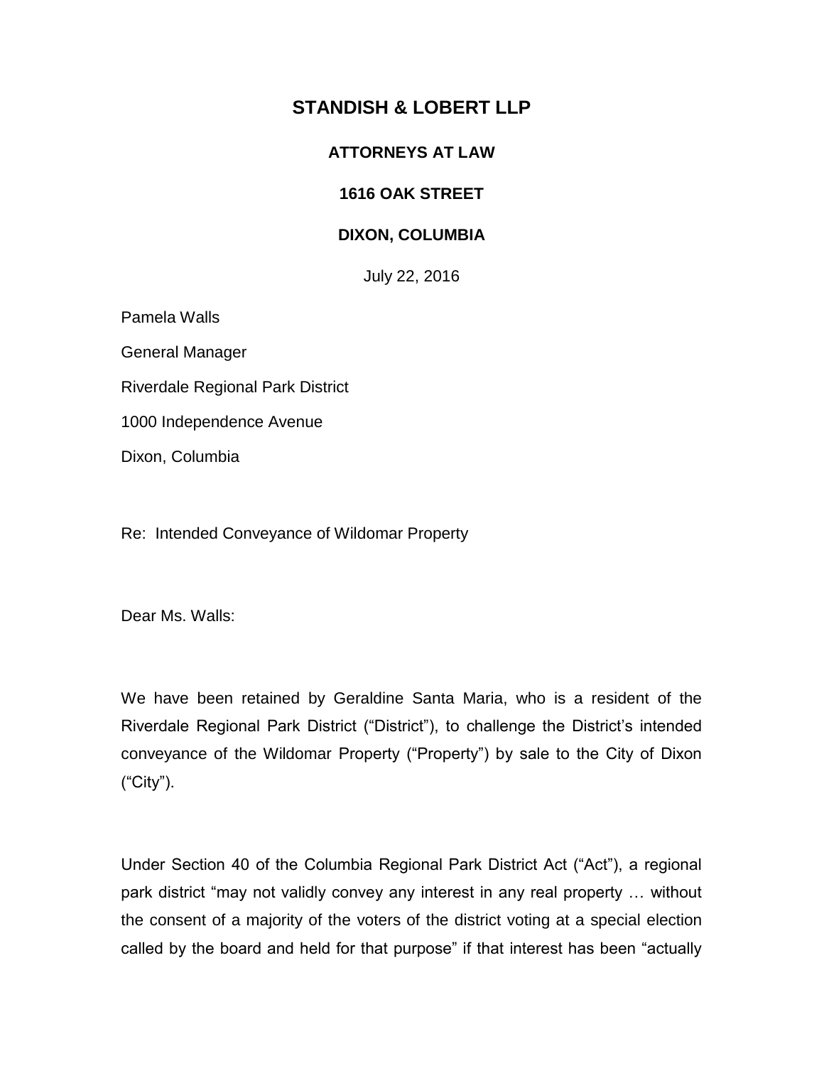# STANDISH & LOBERT LLP

**ATTORNEYS AT LAW**

**1616 OAK STREET**

**DIXON, COLUMBIA**

July 22, 2016

Pamela Walls

General Manager

Riverdale Regional Park District

1000 Independence Avenue

Dixon, Columbia

Re: Intended Conveyance of Wildomar Property

Dear Ms. Walls:

We have been retained by Geraldine Santa Maria, who is a resident of the Riverdale Regional Park District ("District"), to challenge the District's intended conveyance of the Wildomar Property ("Property") by sale to the City of Dixon ("City").

Under Section 40 of the Columbia Regional Park District Act ("Act"), a regional park district "may not validly convey any interest in any real property … without the consent of a majority of the voters of the district voting at a special election called by the board and held for that purpose" if that interest has been "actually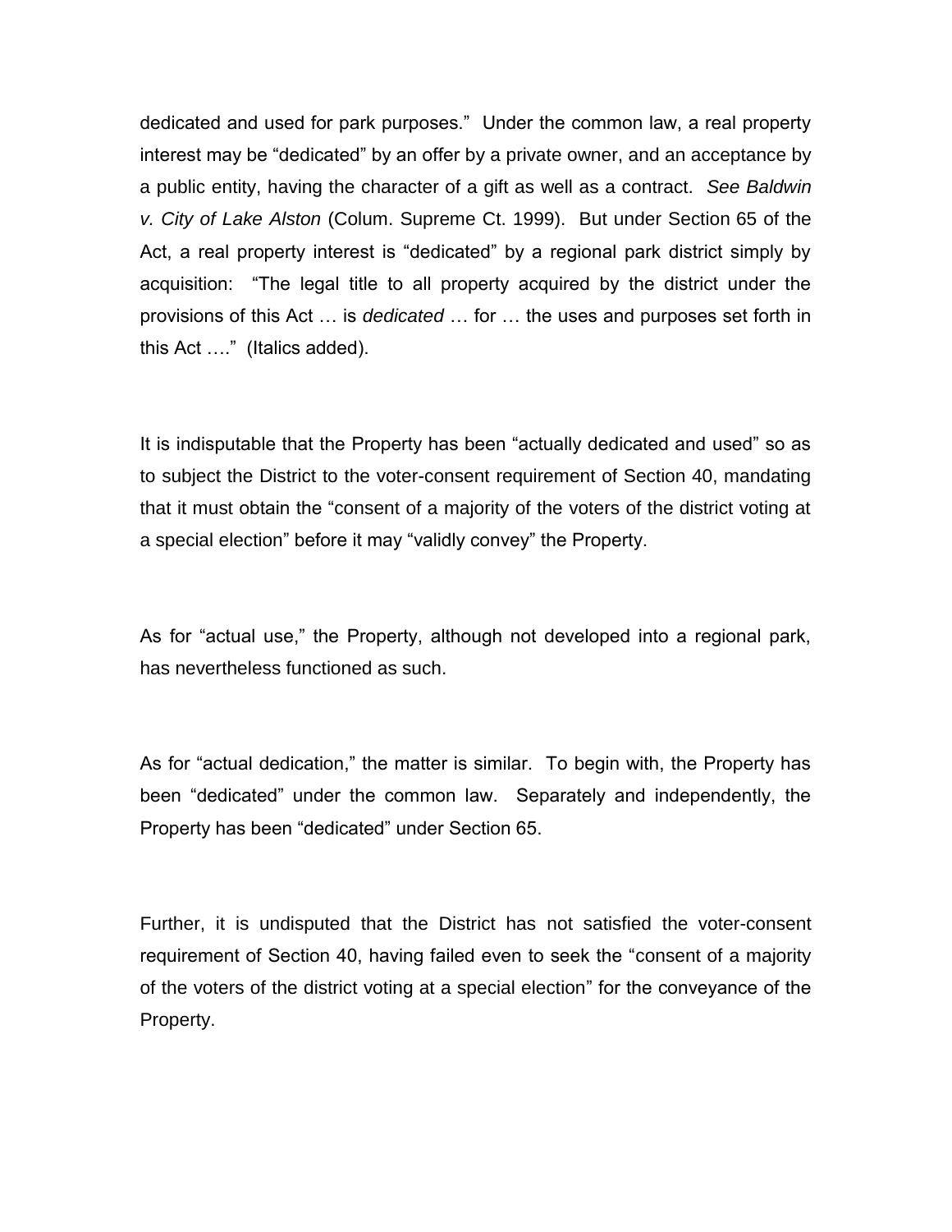dedicated and used for park purposes." Under the common law, a real property interest may be "dedicated" by an offer by a private owner, and an acceptance by a public entity, having the character of a gift as well as a contract. *See Baldwin v. City of Lake Alston* (Colum. Supreme Ct. 1999). But under Section 65 of the Act, a real property interest is "dedicated" by a regional park district simply by acquisition: "The legal title to all property acquired by the district under the provisions of this Act … is *dedicated* … for … the uses and purposes set forth in this Act …." (Italics added).

It is indisputable that the Property has been "actually dedicated and used" so as to subject the District to the voter-consent requirement of Section 40, mandating that it must obtain the "consent of a majority of the voters of the district voting at a special election" before it may "validly convey" the Property.

As for "actual use," the Property, although not developed into a regional park, has nevertheless functioned as such.

As for "actual dedication," the matter is similar. To begin with, the Property has been "dedicated" under the common law. Separately and independently, the Property has been "dedicated" under Section 65.

Further, it is undisputed that the District has not satisfied the voter-consent requirement of Section 40, having failed even to seek the "consent of a majority of the voters of the district voting at a special election" for the conveyance of the Property.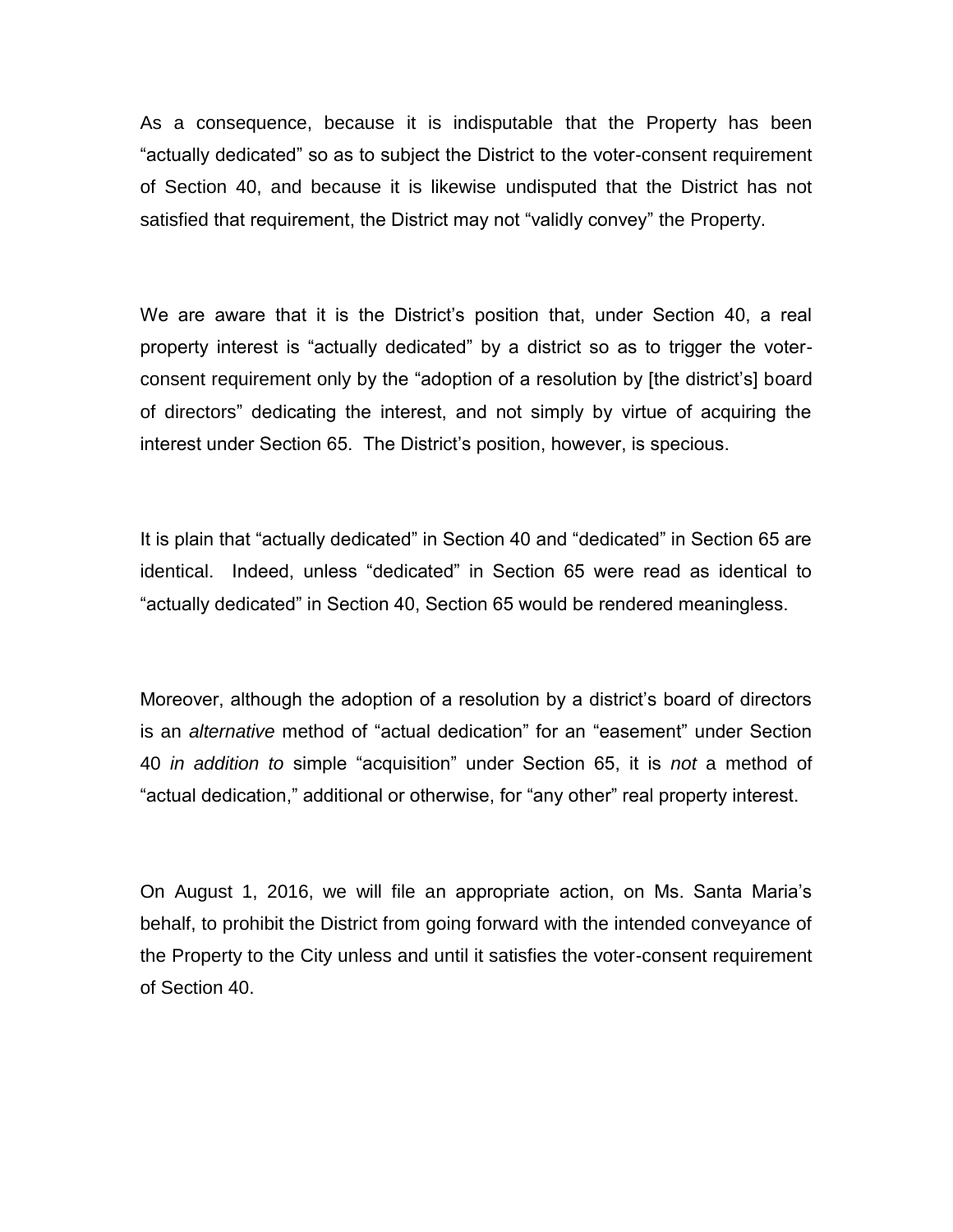As a consequence, because it is indisputable that the Property has been "actually dedicated" so as to subject the District to the voter-consent requirement of Section 40, and because it is likewise undisputed that the District has not satisfied that requirement, the District may not "validly convey" the Property.

We are aware that it is the District's position that, under Section 40, a real property interest is "actually dedicated" by a district so as to trigger the voter-consent requirement only by the "adoption of a resolution by [the district's] board of directors" dedicating the interest, and not simply by virtue of acquiring the interest under Section 65. The District's position, however, is specious.

It is plain that "actually dedicated" in Section 40 and "dedicated" in Section 65 are identical. Indeed, unless "dedicated" in Section 65 were read as identical to "actually dedicated" in Section 40, Section 65 would be rendered meaningless.

Moreover, although the adoption of a resolution by a district's board of directors is an *alternative* method of "actual dedication" for an "easement" under Section 40 *in addition to* simple "acquisition" under Section 65, it is *not* a method of "actual dedication," additional or otherwise, for "any other" real property interest.

On August 1, 2016, we will file an appropriate action, on Ms. Santa Maria's behalf, to prohibit the District from going forward with the intended conveyance of the Property to the City unless and until it satisfies the voter-consent requirement of Section 40.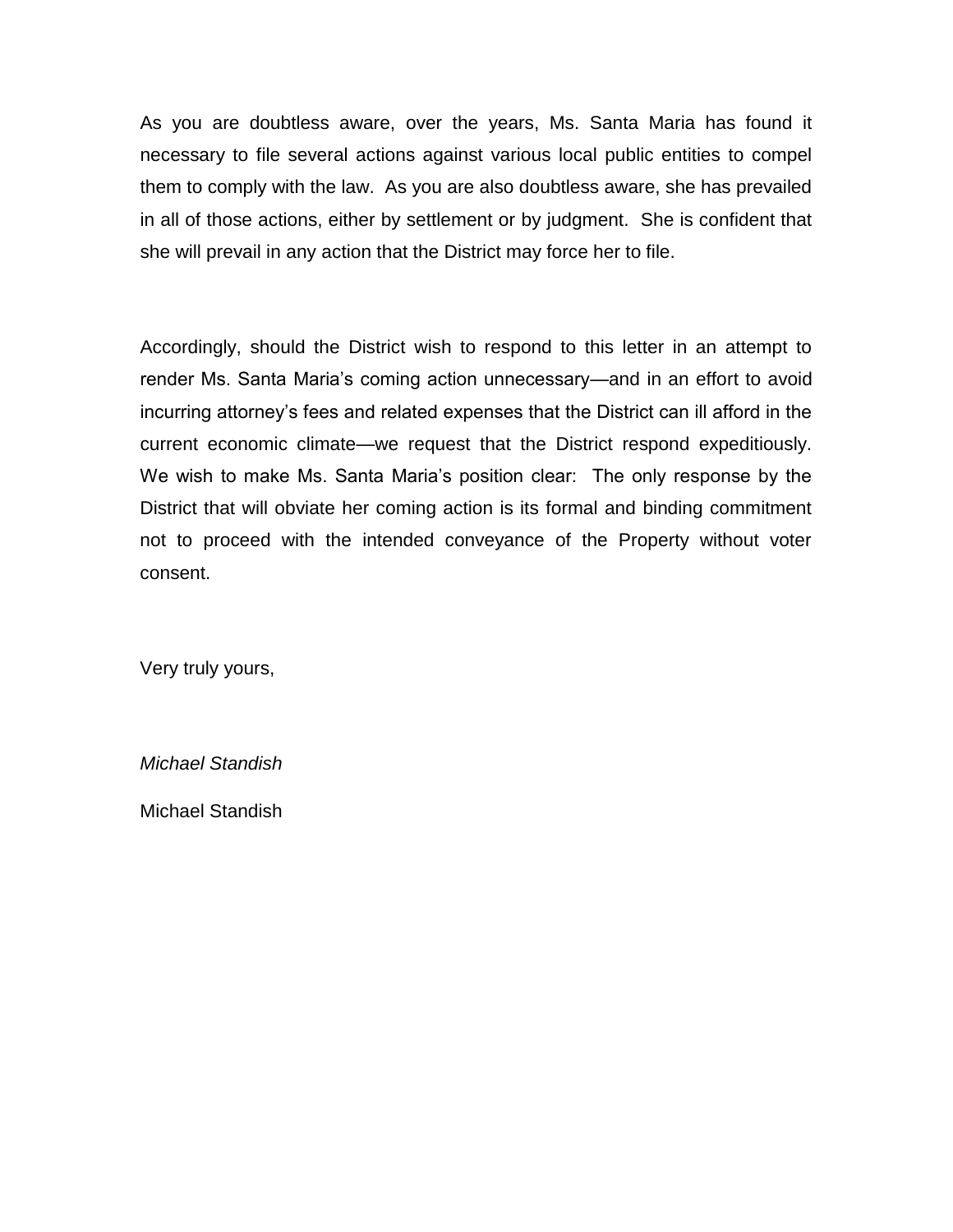As you are doubtless aware, over the years, Ms. Santa Maria has found it necessary to file several actions against various local public entities to compel them to comply with the law. As you are also doubtless aware, she has prevailed in all of those actions, either by settlement or by judgment. She is confident that she will prevail in any action that the District may force her to file.

Accordingly, should the District wish to respond to this letter in an attempt to render Ms. Santa Maria's coming action unnecessary—and in an effort to avoid incurring attorney's fees and related expenses that the District can ill afford in the current economic climate—we request that the District respond expeditiously. We wish to make Ms. Santa Maria's position clear: The only response by the District that will obviate her coming action is its formal and binding commitment not to proceed with the intended conveyance of the Property without voter consent.

Very truly yours,

*Michael Standish*

Michael Standish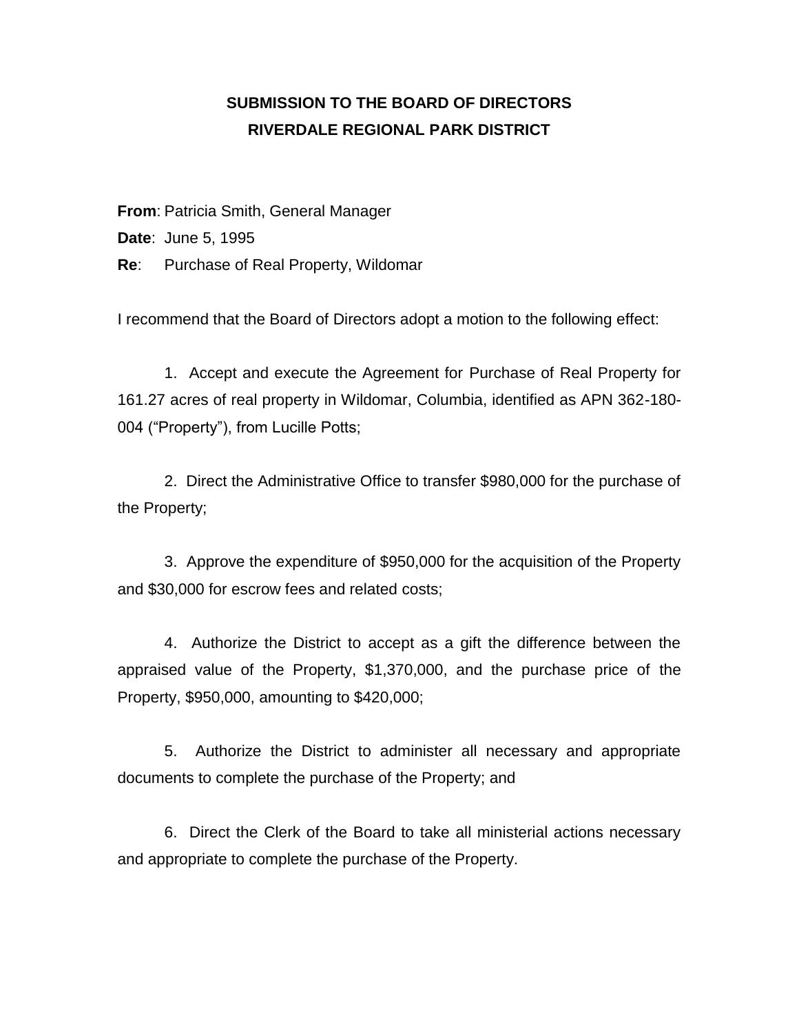**SUBMISSION TO THE BOARD OF DIRECTORS**
**RIVERDALE REGIONAL PARK DISTRICT**

**From**: Patricia Smith, General Manager
**Date**: June 5, 1995
**Re**: Purchase of Real Property, Wildomar

I recommend that the Board of Directors adopt a motion to the following effect:

1. Accept and execute the Agreement for Purchase of Real Property for 161.27 acres of real property in Wildomar, Columbia, identified as APN 362-180-004 ("Property"), from Lucille Potts;

2. Direct the Administrative Office to transfer $980,000 for the purchase of the Property;

3. Approve the expenditure of $950,000 for the acquisition of the Property and $30,000 for escrow fees and related costs;

4. Authorize the District to accept as a gift the difference between the appraised value of the Property, $1,370,000, and the purchase price of the Property, $950,000, amounting to $420,000;

5. Authorize the District to administer all necessary and appropriate documents to complete the purchase of the Property; and

6. Direct the Clerk of the Board to take all ministerial actions necessary and appropriate to complete the purchase of the Property.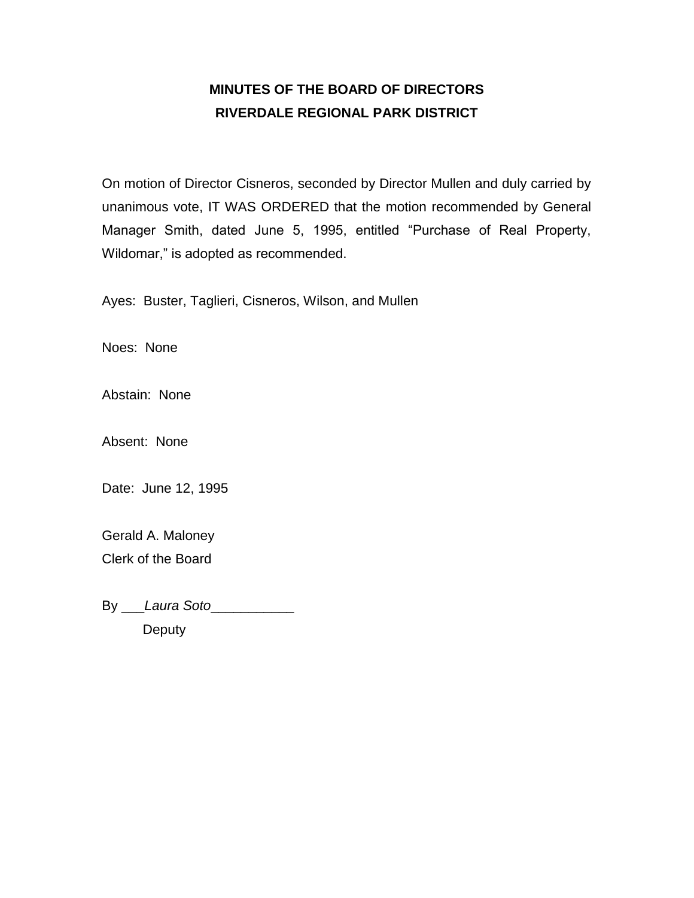**MINUTES OF THE BOARD OF DIRECTORS**
**RIVERDALE REGIONAL PARK DISTRICT**

On motion of Director Cisneros, seconded by Director Mullen and duly carried by unanimous vote, IT WAS ORDERED that the motion recommended by General Manager Smith, dated June 5, 1995, entitled "Purchase of Real Property, Wildomar," is adopted as recommended.

Ayes: Buster, Taglieri, Cisneros, Wilson, and Mullen

Noes: None

Abstain: None

Absent: None

Date: June 12, 1995

Gerald A. Maloney
Clerk of the Board

By ___*Laura Soto*___________
Deputy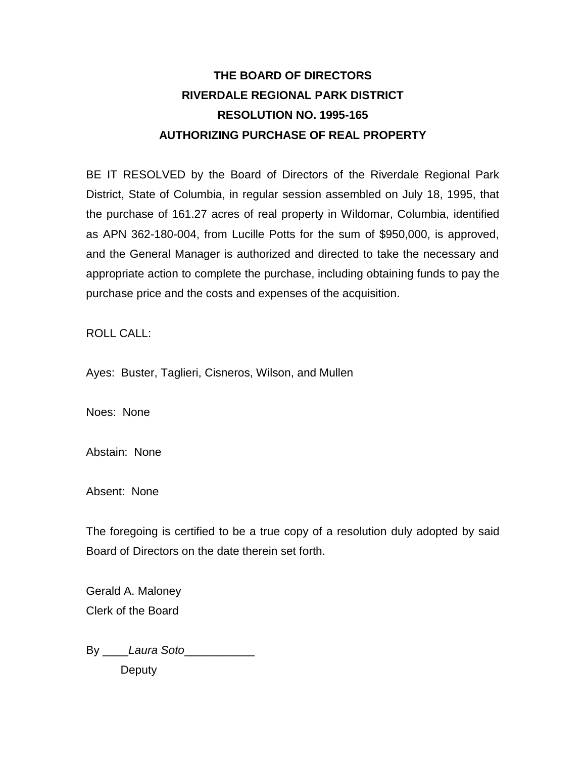# THE BOARD OF DIRECTORS
# RIVERDALE REGIONAL PARK DISTRICT
# RESOLUTION NO. 1995-165
# AUTHORIZING PURCHASE OF REAL PROPERTY

BE IT RESOLVED by the Board of Directors of the Riverdale Regional Park District, State of Columbia, in regular session assembled on July 18, 1995, that the purchase of 161.27 acres of real property in Wildomar, Columbia, identified as APN 362-180-004, from Lucille Potts for the sum of $950,000, is approved, and the General Manager is authorized and directed to take the necessary and appropriate action to complete the purchase, including obtaining funds to pay the purchase price and the costs and expenses of the acquisition.

ROLL CALL:

Ayes: Buster, Taglieri, Cisneros, Wilson, and Mullen

Noes: None

Abstain: None

Absent: None

The foregoing is certified to be a true copy of a resolution duly adopted by said Board of Directors on the date therein set forth.

Gerald A. Maloney
Clerk of the Board

By \_\_\_\_*Laura Soto*\_\_\_\_\_\_\_\_\_\_\_
Deputy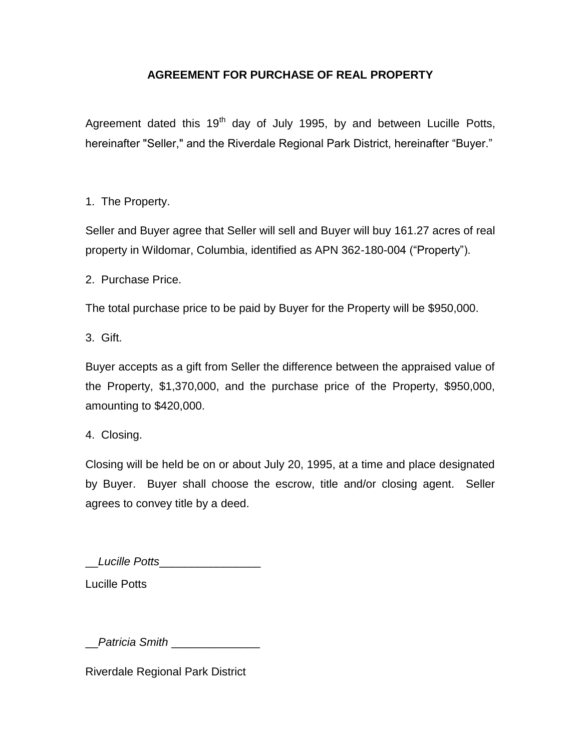# AGREEMENT FOR PURCHASE OF REAL PROPERTY

Agreement dated this 19th day of July 1995, by and between Lucille Potts, hereinafter "Seller," and the Riverdale Regional Park District, hereinafter "Buyer."

1. The Property.

Seller and Buyer agree that Seller will sell and Buyer will buy 161.27 acres of real property in Wildomar, Columbia, identified as APN 362-180-004 ("Property").

2. Purchase Price.

The total purchase price to be paid by Buyer for the Property will be $950,000.

3. Gift.

Buyer accepts as a gift from Seller the difference between the appraised value of the Property, $1,370,000, and the purchase price of the Property, $950,000, amounting to $420,000.

4. Closing.

Closing will be held be on or about July 20, 1995, at a time and place designated by Buyer. Buyer shall choose the escrow, title and/or closing agent. Seller agrees to convey title by a deed.

__*Lucille Potts*________________

Lucille Potts

__*Patricia Smith* ______________

Riverdale Regional Park District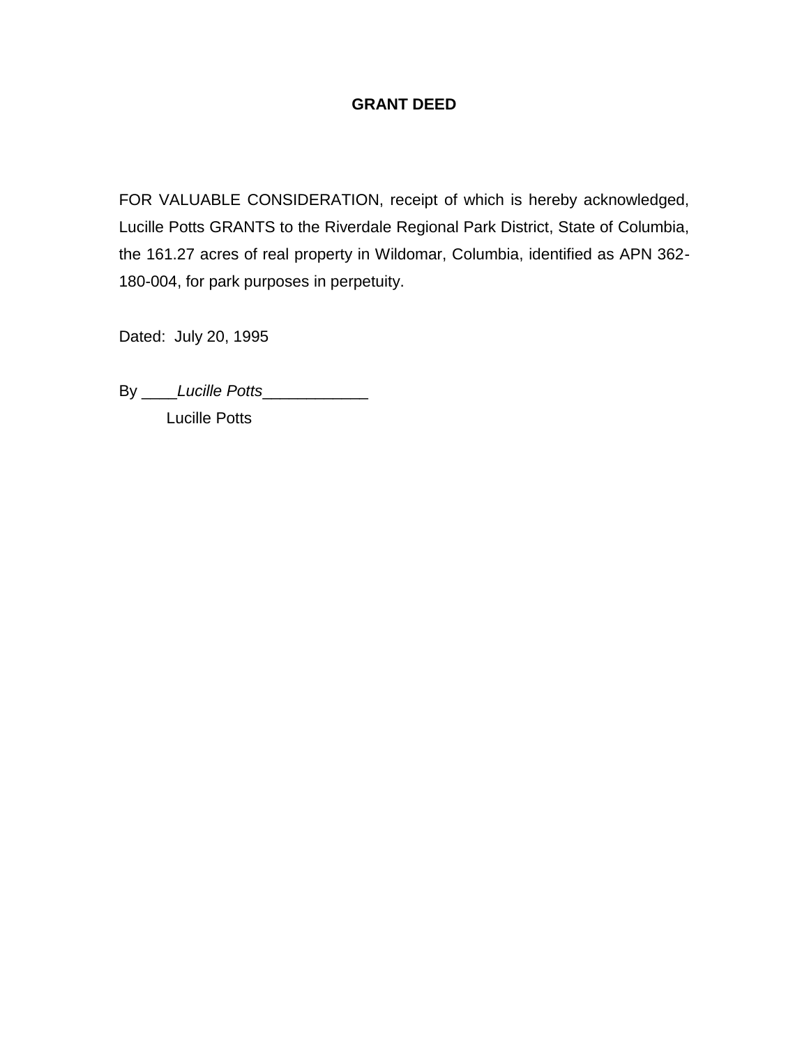**GRANT DEED**

FOR VALUABLE CONSIDERATION, receipt of which is hereby acknowledged, Lucille Potts GRANTS to the Riverdale Regional Park District, State of Columbia, the 161.27 acres of real property in Wildomar, Columbia, identified as APN 362-180-004, for park purposes in perpetuity.

Dated: July 20, 1995

By ____*Lucille Potts*____________
Lucille Potts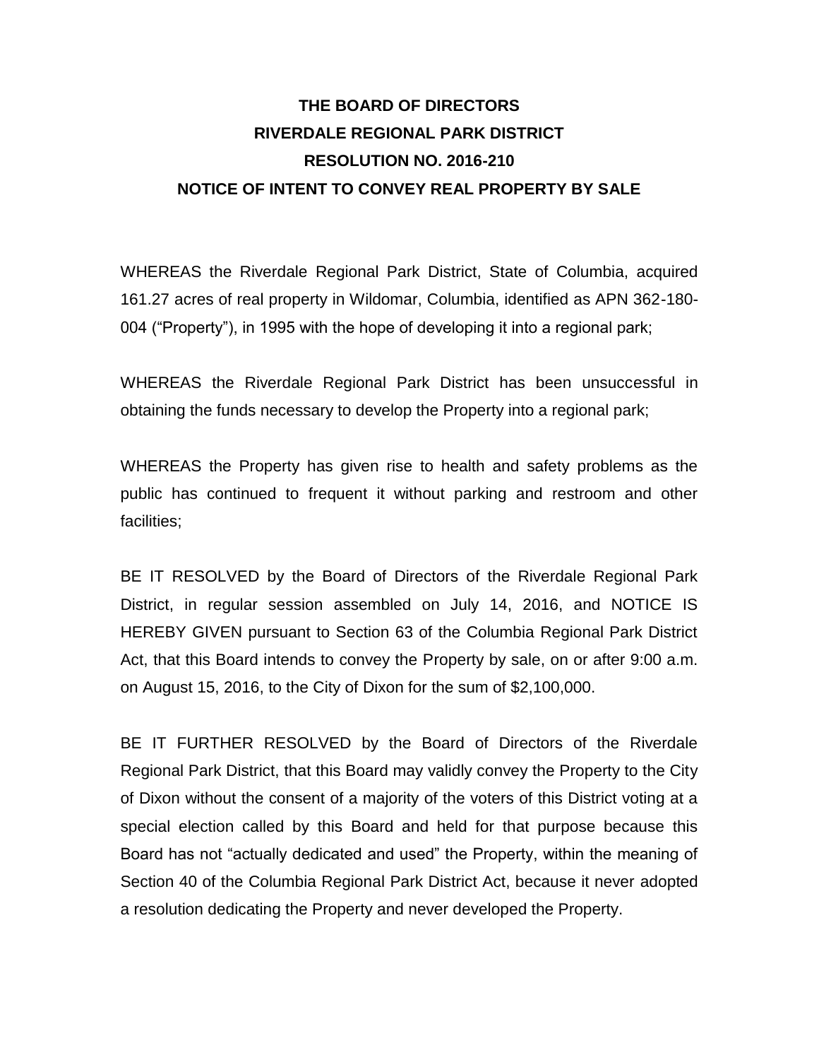# THE BOARD OF DIRECTORS
# RIVERDALE REGIONAL PARK DISTRICT
# RESOLUTION NO. 2016-210
# NOTICE OF INTENT TO CONVEY REAL PROPERTY BY SALE

WHEREAS the Riverdale Regional Park District, State of Columbia, acquired 161.27 acres of real property in Wildomar, Columbia, identified as APN 362-180-004 ("Property"), in 1995 with the hope of developing it into a regional park;

WHEREAS the Riverdale Regional Park District has been unsuccessful in obtaining the funds necessary to develop the Property into a regional park;

WHEREAS the Property has given rise to health and safety problems as the public has continued to frequent it without parking and restroom and other facilities;

BE IT RESOLVED by the Board of Directors of the Riverdale Regional Park District, in regular session assembled on July 14, 2016, and NOTICE IS HEREBY GIVEN pursuant to Section 63 of the Columbia Regional Park District Act, that this Board intends to convey the Property by sale, on or after 9:00 a.m. on August 15, 2016, to the City of Dixon for the sum of $2,100,000.

BE IT FURTHER RESOLVED by the Board of Directors of the Riverdale Regional Park District, that this Board may validly convey the Property to the City of Dixon without the consent of a majority of the voters of this District voting at a special election called by this Board and held for that purpose because this Board has not "actually dedicated and used" the Property, within the meaning of Section 40 of the Columbia Regional Park District Act, because it never adopted a resolution dedicating the Property and never developed the Property.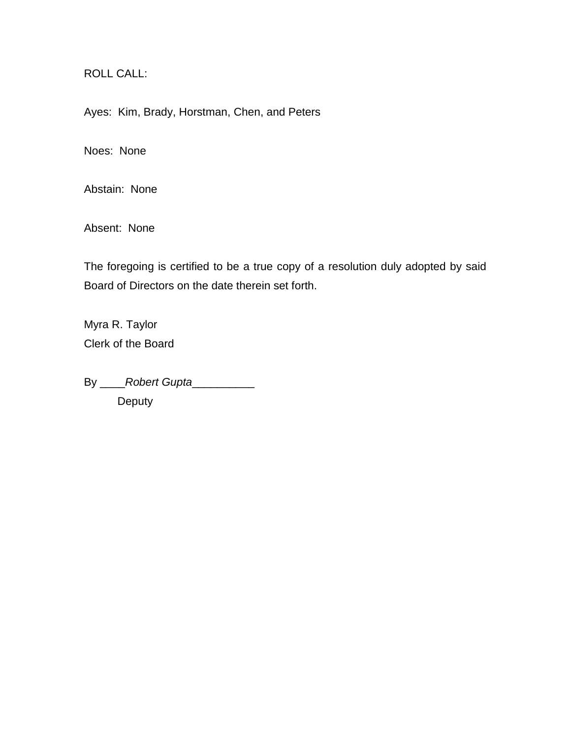ROLL CALL:

Ayes: Kim, Brady, Horstman, Chen, and Peters

Noes: None

Abstain: None

Absent: None

The foregoing is certified to be a true copy of a resolution duly adopted by said Board of Directors on the date therein set forth.

Myra R. Taylor
Clerk of the Board

By ____*Robert Gupta*__________
Deputy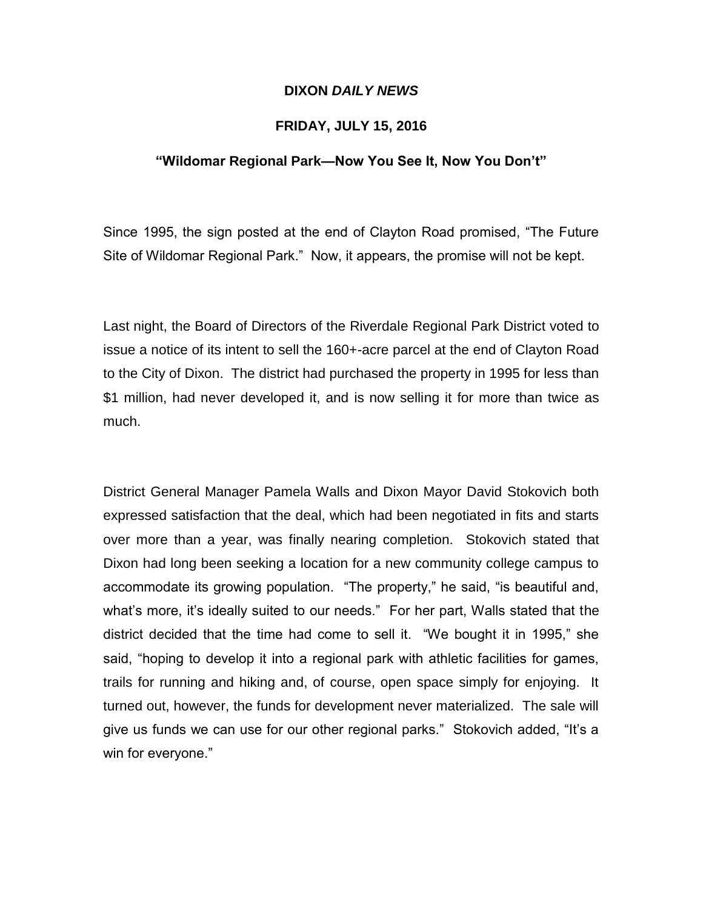**DIXON *DAILY NEWS***

**FRIDAY, JULY 15, 2016**

**"Wildomar Regional Park—Now You See It, Now You Don't"**

Since 1995, the sign posted at the end of Clayton Road promised, "The Future Site of Wildomar Regional Park." Now, it appears, the promise will not be kept.

Last night, the Board of Directors of the Riverdale Regional Park District voted to issue a notice of its intent to sell the 160+-acre parcel at the end of Clayton Road to the City of Dixon. The district had purchased the property in 1995 for less than $1 million, had never developed it, and is now selling it for more than twice as much.

District General Manager Pamela Walls and Dixon Mayor David Stokovich both expressed satisfaction that the deal, which had been negotiated in fits and starts over more than a year, was finally nearing completion. Stokovich stated that Dixon had long been seeking a location for a new community college campus to accommodate its growing population. "The property," he said, "is beautiful and, what's more, it's ideally suited to our needs." For her part, Walls stated that the district decided that the time had come to sell it. "We bought it in 1995," she said, "hoping to develop it into a regional park with athletic facilities for games, trails for running and hiking and, of course, open space simply for enjoying. It turned out, however, the funds for development never materialized. The sale will give us funds we can use for our other regional parks." Stokovich added, "It's a win for everyone."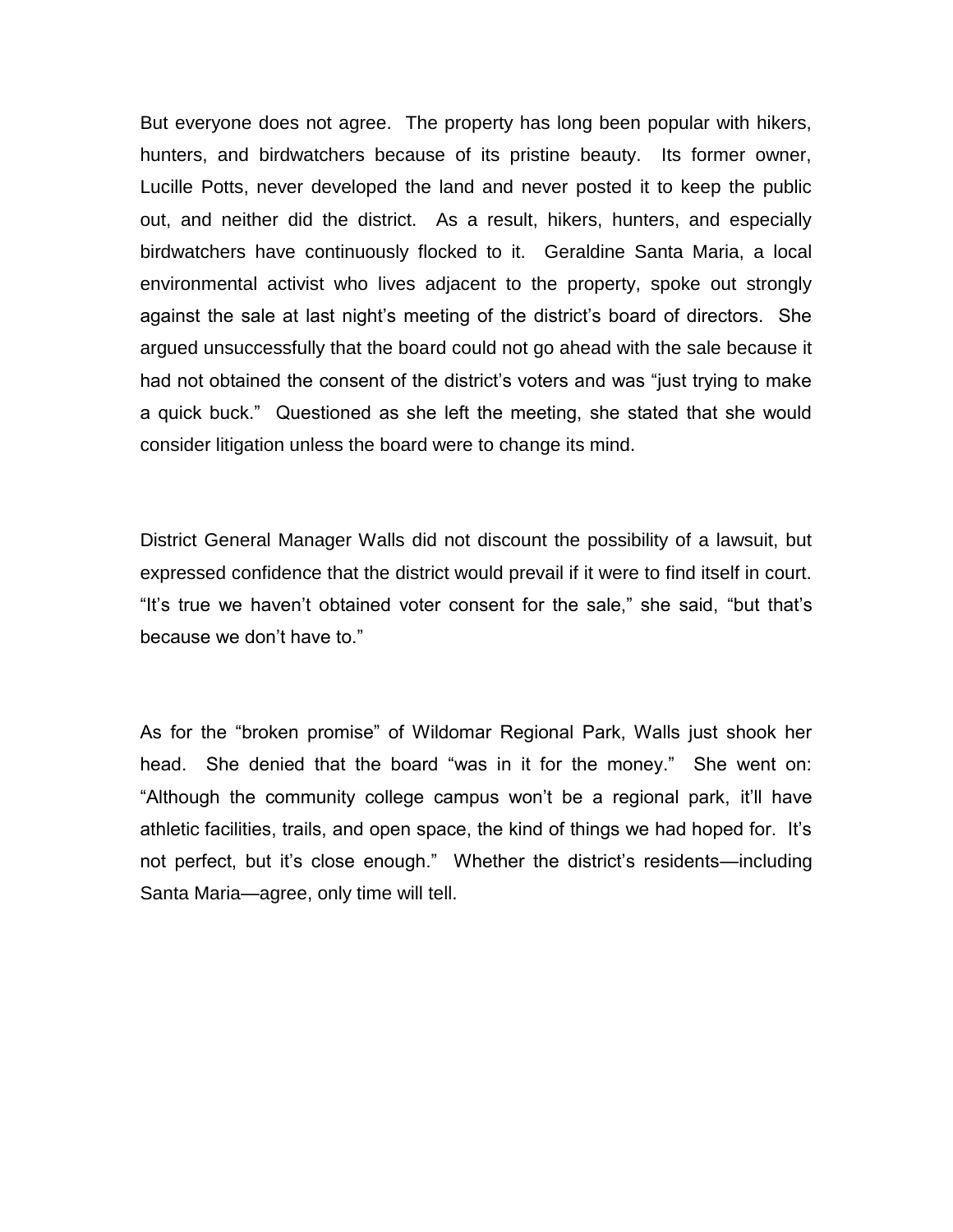But everyone does not agree. The property has long been popular with hikers, hunters, and birdwatchers because of its pristine beauty. Its former owner, Lucille Potts, never developed the land and never posted it to keep the public out, and neither did the district. As a result, hikers, hunters, and especially birdwatchers have continuously flocked to it. Geraldine Santa Maria, a local environmental activist who lives adjacent to the property, spoke out strongly against the sale at last night's meeting of the district's board of directors. She argued unsuccessfully that the board could not go ahead with the sale because it had not obtained the consent of the district's voters and was "just trying to make a quick buck." Questioned as she left the meeting, she stated that she would consider litigation unless the board were to change its mind.

District General Manager Walls did not discount the possibility of a lawsuit, but expressed confidence that the district would prevail if it were to find itself in court. "It's true we haven't obtained voter consent for the sale," she said, "but that's because we don't have to."

As for the "broken promise" of Wildomar Regional Park, Walls just shook her head. She denied that the board "was in it for the money." She went on: "Although the community college campus won't be a regional park, it'll have athletic facilities, trails, and open space, the kind of things we had hoped for. It's not perfect, but it's close enough." Whether the district's residents—including Santa Maria—agree, only time will tell.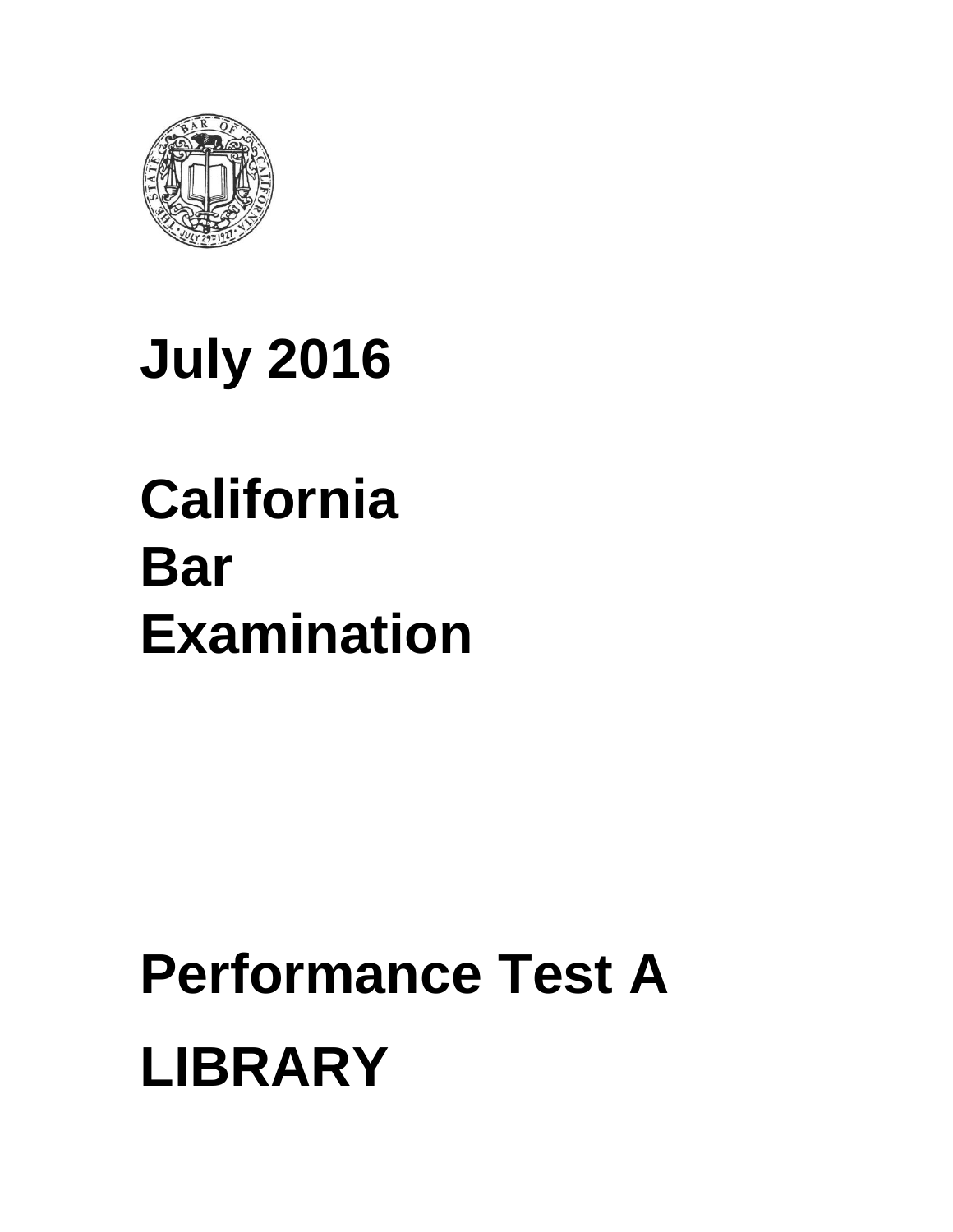# July 2016

# California Bar Examination

# Performance Test A

# LIBRARY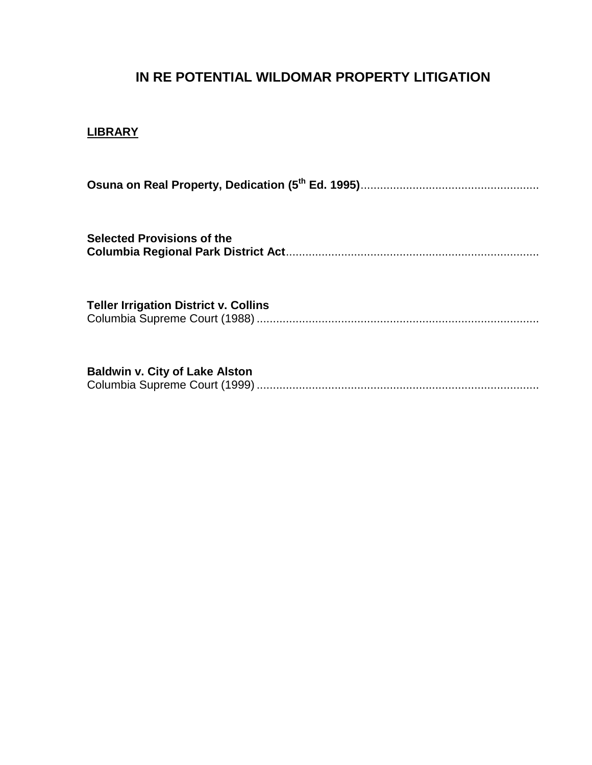# IN RE POTENTIAL WILDOMAR PROPERTY LITIGATION

## LIBRARY

**Osuna on Real Property, Dedication (5th Ed. 1995)**.......................................................

**Selected Provisions of the**
**Columbia Regional Park District Act**.............................................................................

**Teller Irrigation District v. Collins**
Columbia Supreme Court (1988) .......................................................................................

**Baldwin v. City of Lake Alston**
Columbia Supreme Court (1999) .......................................................................................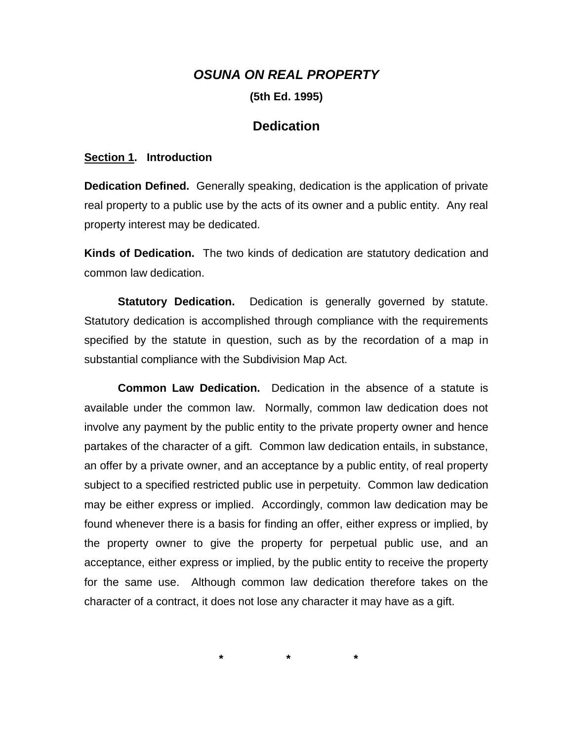# *OSUNA ON REAL PROPERTY*

**(5th Ed. 1995)**

## Dedication

**<u>Section 1</u>. Introduction**

**Dedication Defined.** Generally speaking, dedication is the application of private real property to a public use by the acts of its owner and a public entity. Any real property interest may be dedicated.

**Kinds of Dedication.** The two kinds of dedication are statutory dedication and common law dedication.

**Statutory Dedication.** Dedication is generally governed by statute. Statutory dedication is accomplished through compliance with the requirements specified by the statute in question, such as by the recordation of a map in substantial compliance with the Subdivision Map Act.

**Common Law Dedication.** Dedication in the absence of a statute is available under the common law. Normally, common law dedication does not involve any payment by the public entity to the private property owner and hence partakes of the character of a gift. Common law dedication entails, in substance, an offer by a private owner, and an acceptance by a public entity, of real property subject to a specified restricted public use in perpetuity. Common law dedication may be either express or implied. Accordingly, common law dedication may be found whenever there is a basis for finding an offer, either express or implied, by the property owner to give the property for perpetual public use, and an acceptance, either express or implied, by the public entity to receive the property for the same use. Although common law dedication therefore takes on the character of a contract, it does not lose any character it may have as a gift.

\*        \*        \*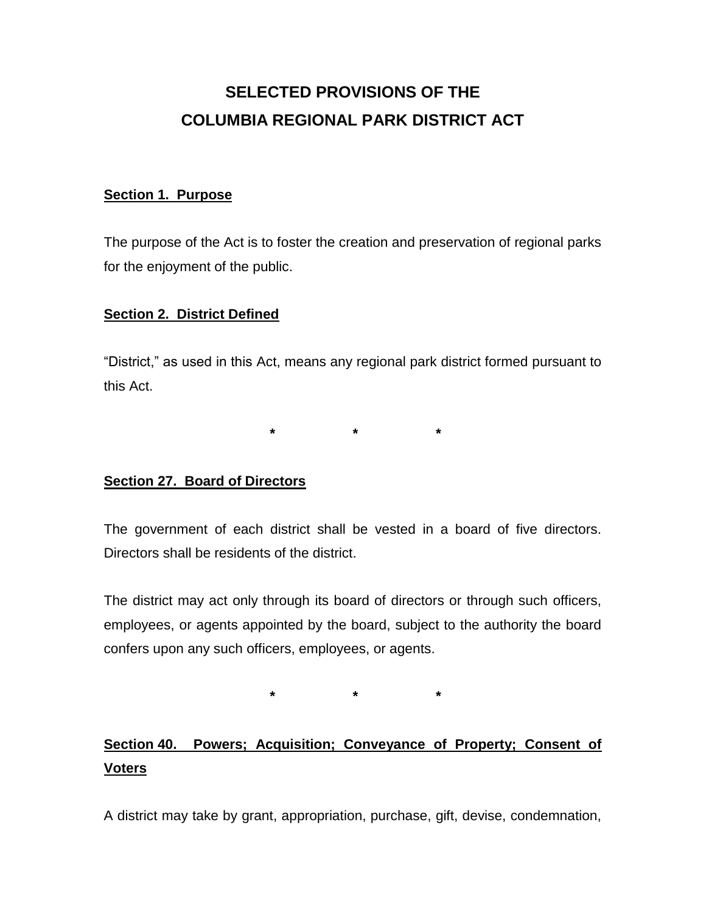# SELECTED PROVISIONS OF THE COLUMBIA REGIONAL PARK DISTRICT ACT

**Section 1. Purpose**

The purpose of the Act is to foster the creation and preservation of regional parks for the enjoyment of the public.

**Section 2. District Defined**

"District," as used in this Act, means any regional park district formed pursuant to this Act.

\* \* \*

**Section 27. Board of Directors**

The government of each district shall be vested in a board of five directors. Directors shall be residents of the district.

The district may act only through its board of directors or through such officers, employees, or agents appointed by the board, subject to the authority the board confers upon any such officers, employees, or agents.

\* \* \*

**Section 40. Powers; Acquisition; Conveyance of Property; Consent of Voters**

A district may take by grant, appropriation, purchase, gift, devise, condemnation,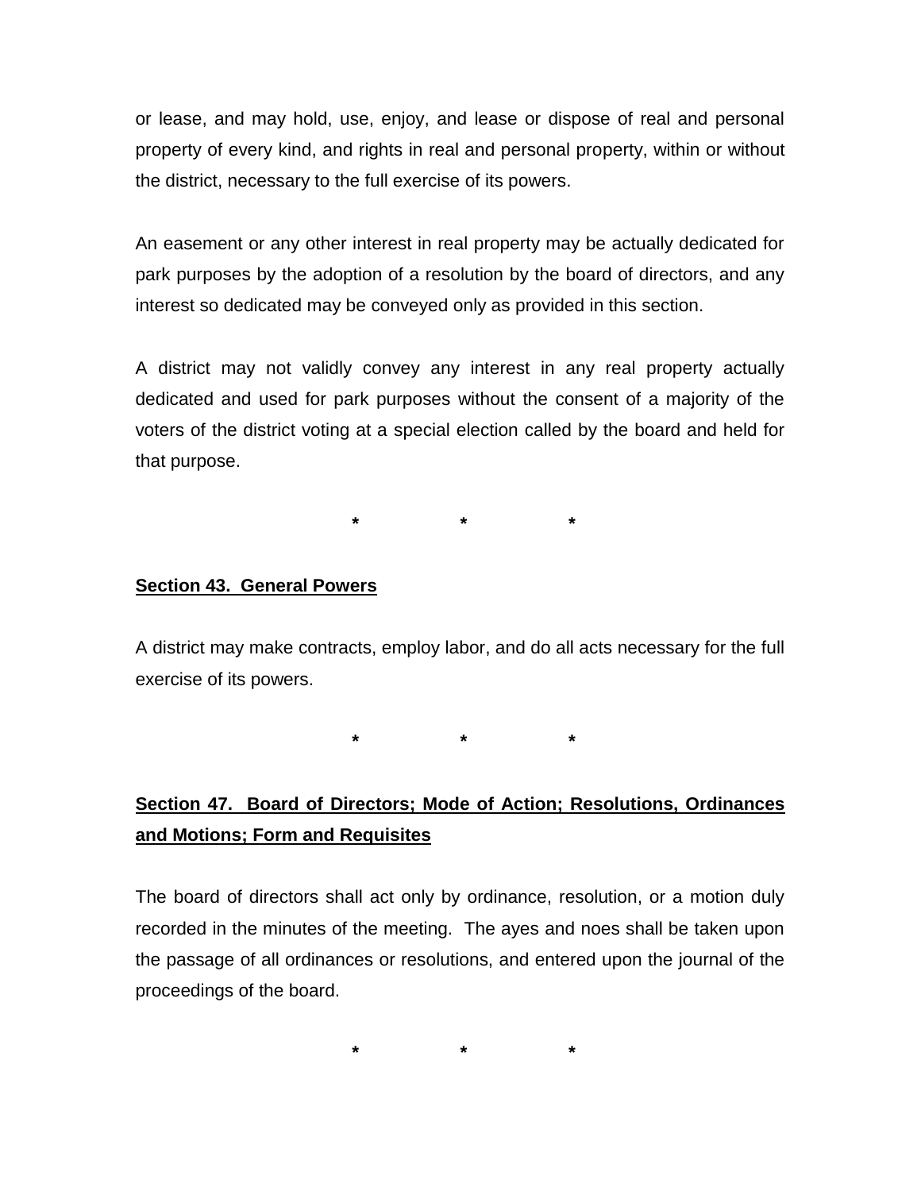or lease, and may hold, use, enjoy, and lease or dispose of real and personal property of every kind, and rights in real and personal property, within or without the district, necessary to the full exercise of its powers.

An easement or any other interest in real property may be actually dedicated for park purposes by the adoption of a resolution by the board of directors, and any interest so dedicated may be conveyed only as provided in this section.

A district may not validly convey any interest in any real property actually dedicated and used for park purposes without the consent of a majority of the voters of the district voting at a special election called by the board and held for that purpose.

*　　　　*　　　　*

**Section 43.  General Powers**

A district may make contracts, employ labor, and do all acts necessary for the full exercise of its powers.

*　　　　*　　　　*

**Section 47.  Board of Directors; Mode of Action; Resolutions, Ordinances and Motions; Form and Requisites**

The board of directors shall act only by ordinance, resolution, or a motion duly recorded in the minutes of the meeting.  The ayes and noes shall be taken upon the passage of all ordinances or resolutions, and entered upon the journal of the proceedings of the board.

*　　　　*　　　　*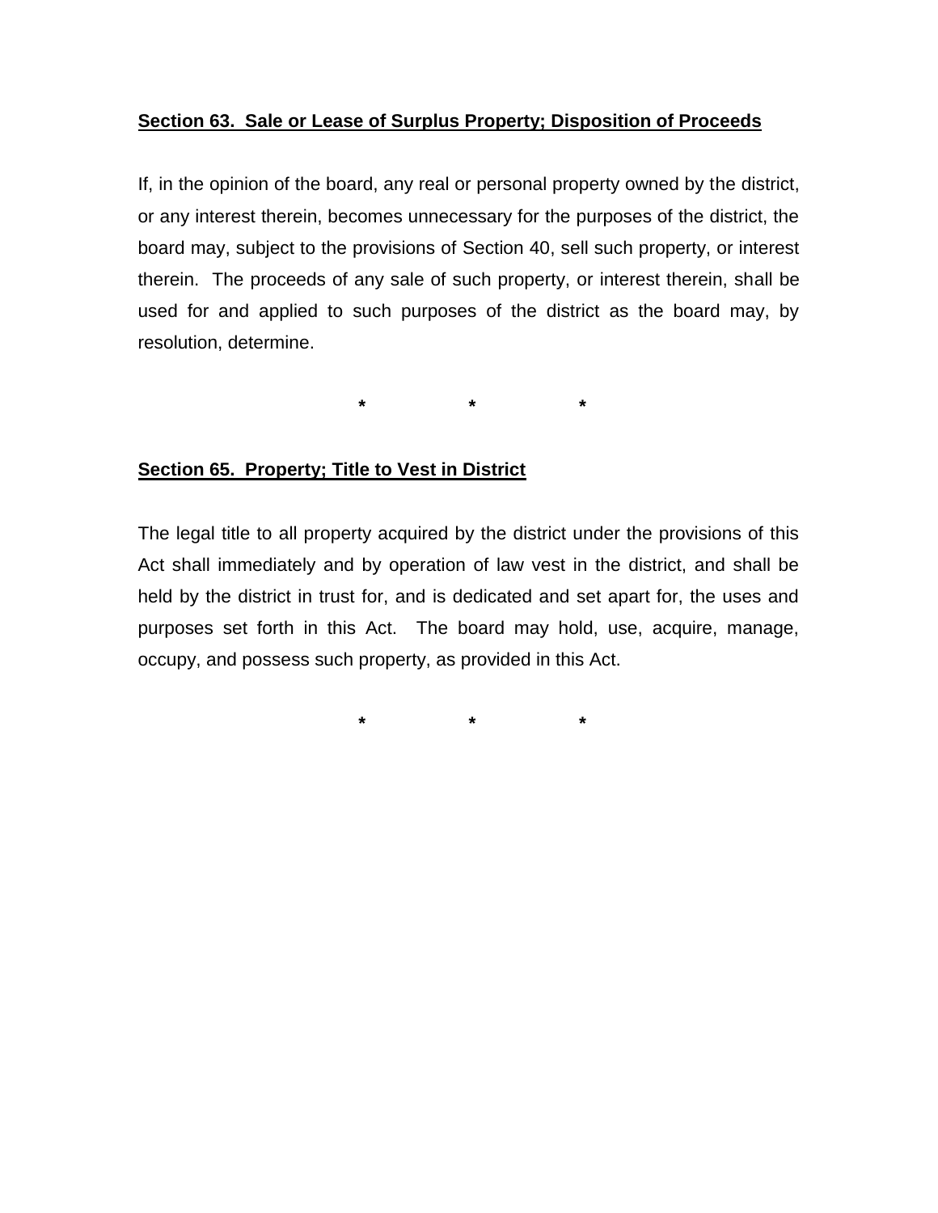**Section 63.  Sale or Lease of Surplus Property; Disposition of Proceeds**

If, in the opinion of the board, any real or personal property owned by the district, or any interest therein, becomes unnecessary for the purposes of the district, the board may, subject to the provisions of Section 40, sell such property, or interest therein.  The proceeds of any sale of such property, or interest therein, shall be used for and applied to such purposes of the district as the board may, by resolution, determine.

\*                    \*                    \*

**Section 65.  Property; Title to Vest in District**

The legal title to all property acquired by the district under the provisions of this Act shall immediately and by operation of law vest in the district, and shall be held by the district in trust for, and is dedicated and set apart for, the uses and purposes set forth in this Act.  The board may hold, use, acquire, manage, occupy, and possess such property, as provided in this Act.

\*                    \*                    \*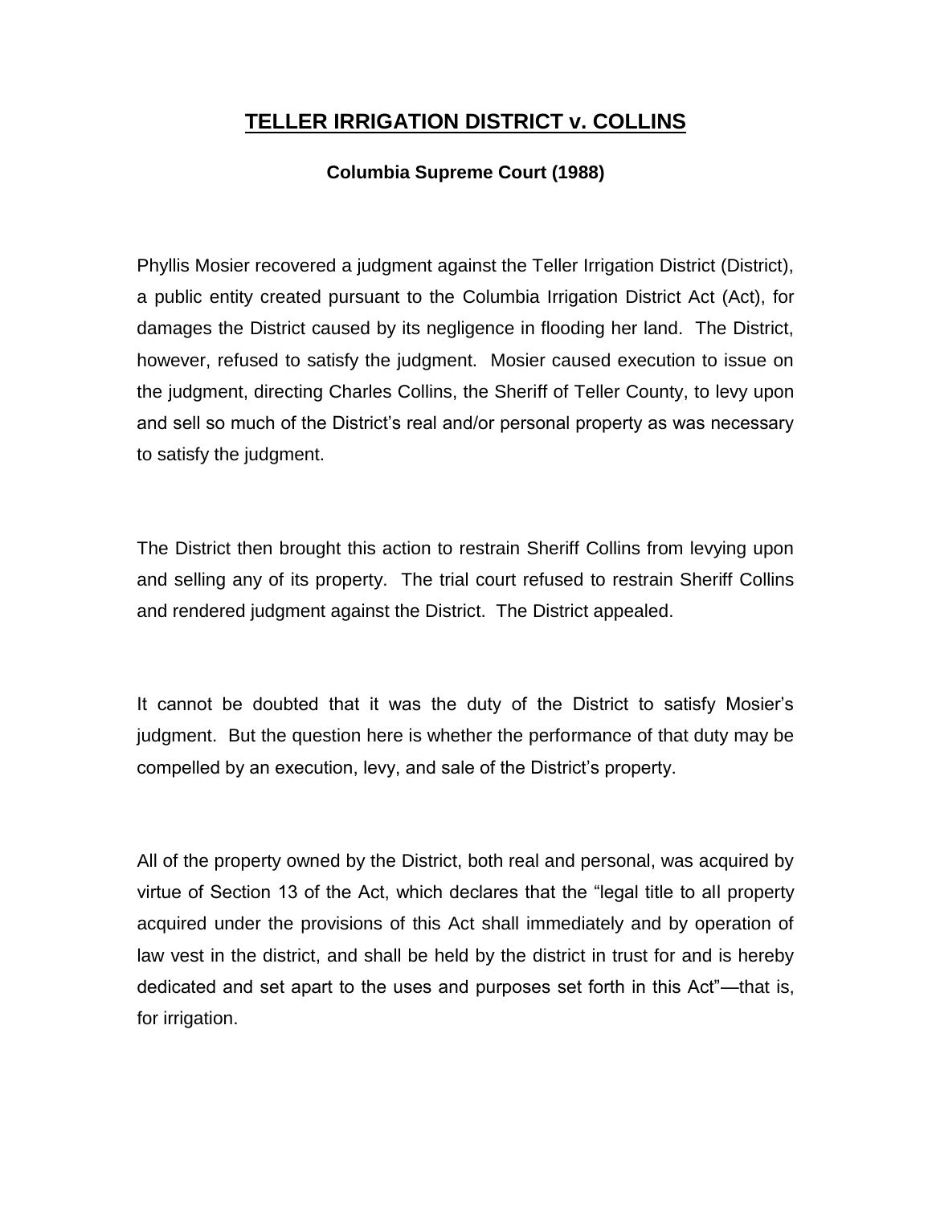# TELLER IRRIGATION DISTRICT v. COLLINS

**Columbia Supreme Court (1988)**

Phyllis Mosier recovered a judgment against the Teller Irrigation District (District), a public entity created pursuant to the Columbia Irrigation District Act (Act), for damages the District caused by its negligence in flooding her land. The District, however, refused to satisfy the judgment. Mosier caused execution to issue on the judgment, directing Charles Collins, the Sheriff of Teller County, to levy upon and sell so much of the District's real and/or personal property as was necessary to satisfy the judgment.

The District then brought this action to restrain Sheriff Collins from levying upon and selling any of its property. The trial court refused to restrain Sheriff Collins and rendered judgment against the District. The District appealed.

It cannot be doubted that it was the duty of the District to satisfy Mosier's judgment. But the question here is whether the performance of that duty may be compelled by an execution, levy, and sale of the District's property.

All of the property owned by the District, both real and personal, was acquired by virtue of Section 13 of the Act, which declares that the "legal title to all property acquired under the provisions of this Act shall immediately and by operation of law vest in the district, and shall be held by the district in trust for and is hereby dedicated and set apart to the uses and purposes set forth in this Act"—that is, for irrigation.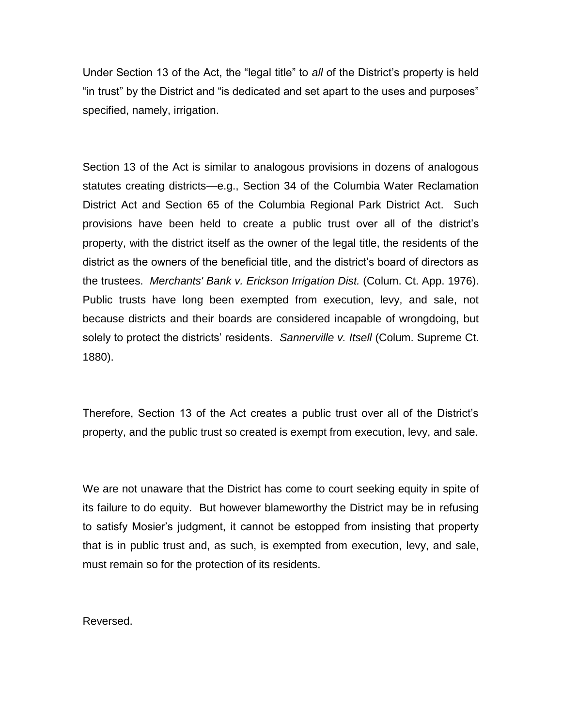Under Section 13 of the Act, the "legal title" to *all* of the District's property is held "in trust" by the District and "is dedicated and set apart to the uses and purposes" specified, namely, irrigation.

Section 13 of the Act is similar to analogous provisions in dozens of analogous statutes creating districts—e.g., Section 34 of the Columbia Water Reclamation District Act and Section 65 of the Columbia Regional Park District Act. Such provisions have been held to create a public trust over all of the district's property, with the district itself as the owner of the legal title, the residents of the district as the owners of the beneficial title, and the district's board of directors as the trustees. *Merchants' Bank v. Erickson Irrigation Dist.* (Colum. Ct. App. 1976). Public trusts have long been exempted from execution, levy, and sale, not because districts and their boards are considered incapable of wrongdoing, but solely to protect the districts' residents. *Sannerville v. Itsell* (Colum. Supreme Ct. 1880).

Therefore, Section 13 of the Act creates a public trust over all of the District's property, and the public trust so created is exempt from execution, levy, and sale.

We are not unaware that the District has come to court seeking equity in spite of its failure to do equity. But however blameworthy the District may be in refusing to satisfy Mosier's judgment, it cannot be estopped from insisting that property that is in public trust and, as such, is exempted from execution, levy, and sale, must remain so for the protection of its residents.

Reversed.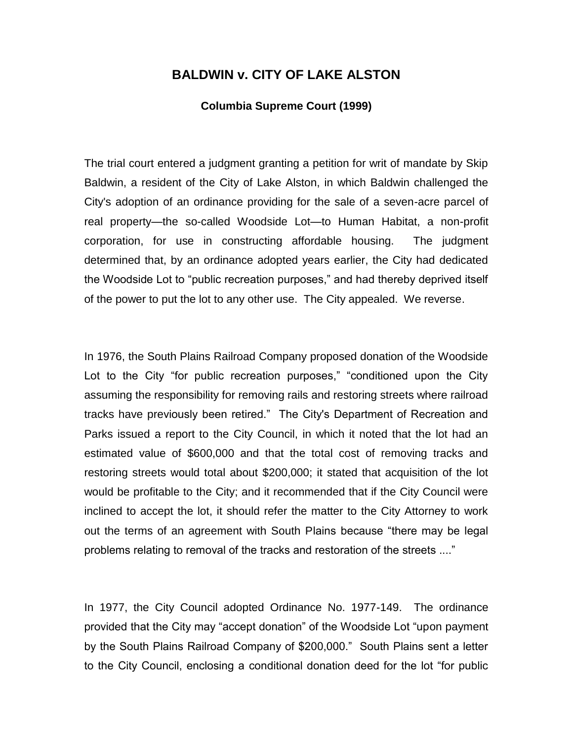## BALDWIN v. CITY OF LAKE ALSTON

**Columbia Supreme Court (1999)**

The trial court entered a judgment granting a petition for writ of mandate by Skip Baldwin, a resident of the City of Lake Alston, in which Baldwin challenged the City's adoption of an ordinance providing for the sale of a seven-acre parcel of real property—the so-called Woodside Lot—to Human Habitat, a non-profit corporation, for use in constructing affordable housing. The judgment determined that, by an ordinance adopted years earlier, the City had dedicated the Woodside Lot to "public recreation purposes," and had thereby deprived itself of the power to put the lot to any other use. The City appealed. We reverse.

In 1976, the South Plains Railroad Company proposed donation of the Woodside Lot to the City "for public recreation purposes," "conditioned upon the City assuming the responsibility for removing rails and restoring streets where railroad tracks have previously been retired." The City's Department of Recreation and Parks issued a report to the City Council, in which it noted that the lot had an estimated value of $600,000 and that the total cost of removing tracks and restoring streets would total about $200,000; it stated that acquisition of the lot would be profitable to the City; and it recommended that if the City Council were inclined to accept the lot, it should refer the matter to the City Attorney to work out the terms of an agreement with South Plains because "there may be legal problems relating to removal of the tracks and restoration of the streets ...."

In 1977, the City Council adopted Ordinance No. 1977-149. The ordinance provided that the City may "accept donation" of the Woodside Lot "upon payment by the South Plains Railroad Company of $200,000." South Plains sent a letter to the City Council, enclosing a conditional donation deed for the lot "for public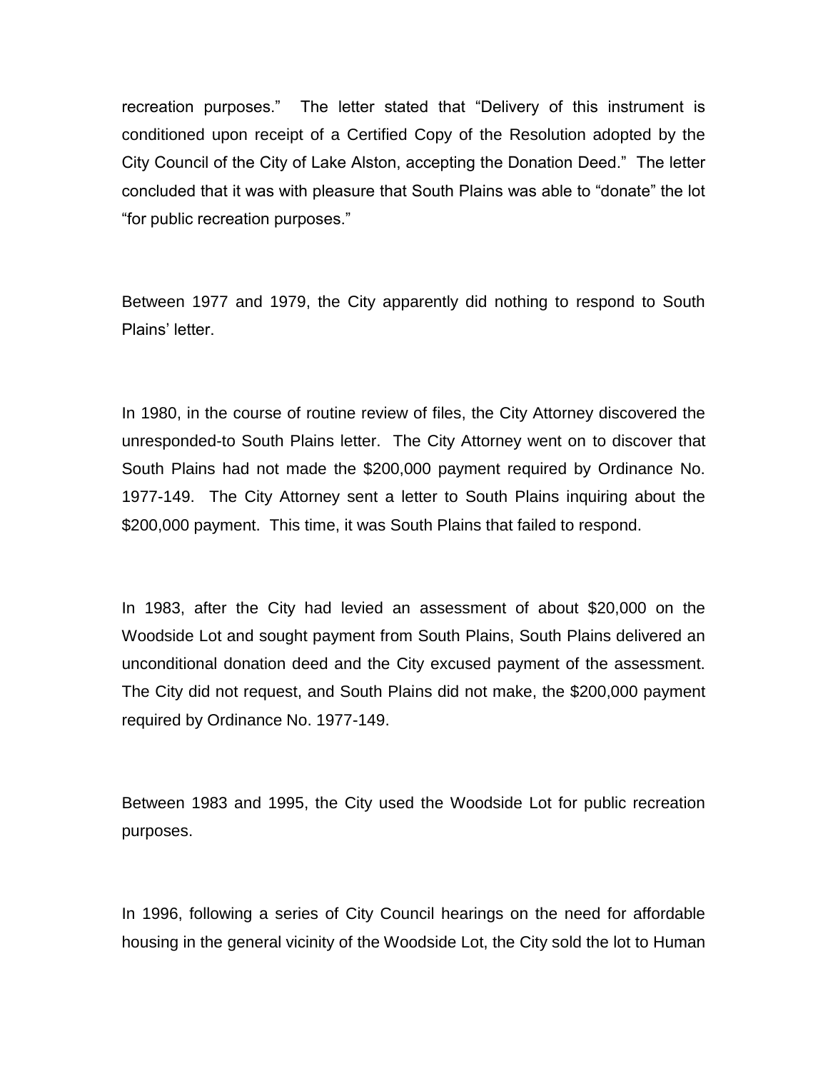recreation purposes." The letter stated that "Delivery of this instrument is conditioned upon receipt of a Certified Copy of the Resolution adopted by the City Council of the City of Lake Alston, accepting the Donation Deed." The letter concluded that it was with pleasure that South Plains was able to "donate" the lot "for public recreation purposes."

Between 1977 and 1979, the City apparently did nothing to respond to South Plains' letter.

In 1980, in the course of routine review of files, the City Attorney discovered the unresponded-to South Plains letter. The City Attorney went on to discover that South Plains had not made the $200,000 payment required by Ordinance No. 1977-149. The City Attorney sent a letter to South Plains inquiring about the $200,000 payment. This time, it was South Plains that failed to respond.

In 1983, after the City had levied an assessment of about $20,000 on the Woodside Lot and sought payment from South Plains, South Plains delivered an unconditional donation deed and the City excused payment of the assessment. The City did not request, and South Plains did not make, the $200,000 payment required by Ordinance No. 1977-149.

Between 1983 and 1995, the City used the Woodside Lot for public recreation purposes.

In 1996, following a series of City Council hearings on the need for affordable housing in the general vicinity of the Woodside Lot, the City sold the lot to Human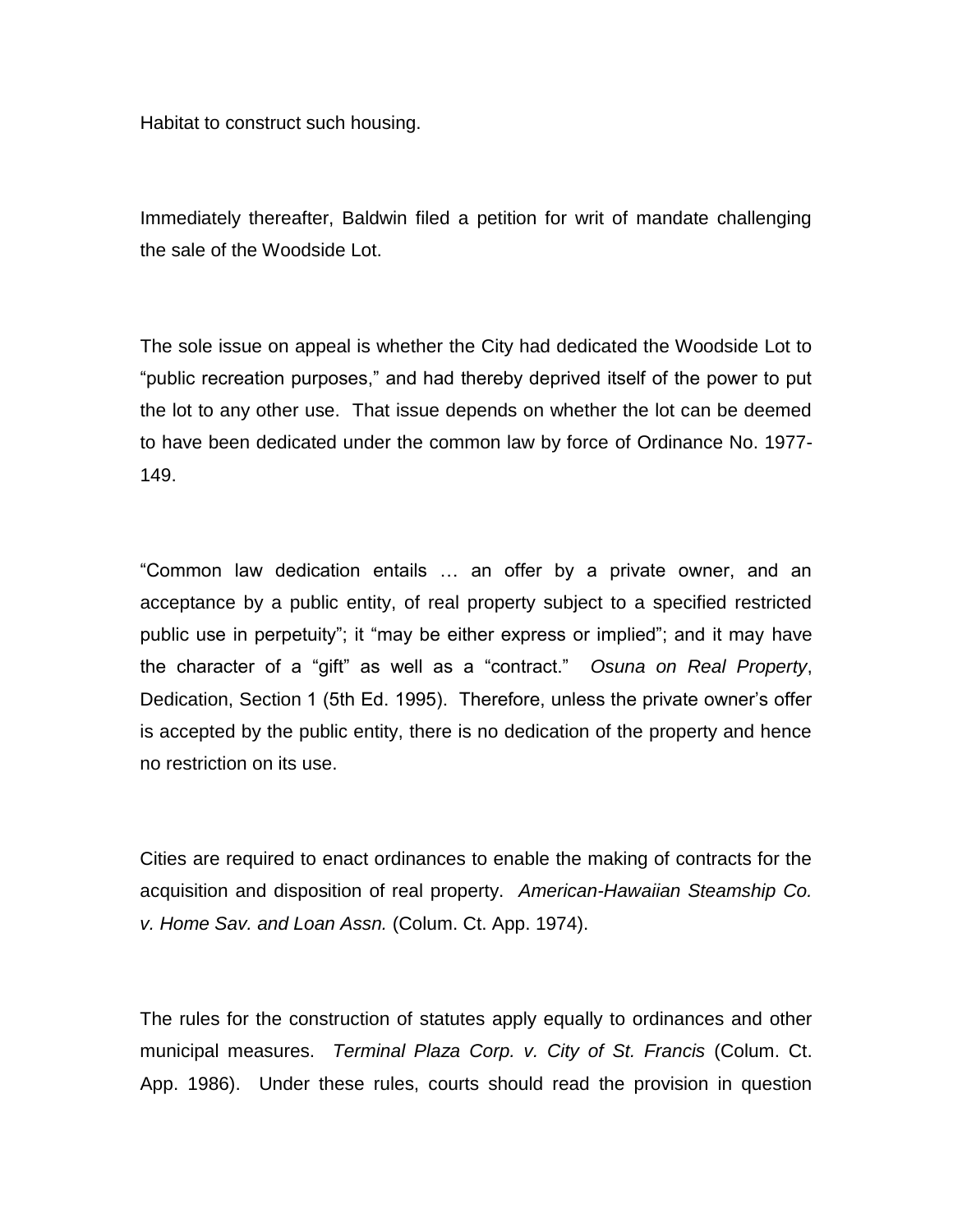Habitat to construct such housing.

Immediately thereafter, Baldwin filed a petition for writ of mandate challenging the sale of the Woodside Lot.

The sole issue on appeal is whether the City had dedicated the Woodside Lot to "public recreation purposes," and had thereby deprived itself of the power to put the lot to any other use. That issue depends on whether the lot can be deemed to have been dedicated under the common law by force of Ordinance No. 1977-149.

"Common law dedication entails … an offer by a private owner, and an acceptance by a public entity, of real property subject to a specified restricted public use in perpetuity"; it "may be either express or implied"; and it may have the character of a "gift" as well as a "contract." *Osuna on Real Property*, Dedication, Section 1 (5th Ed. 1995). Therefore, unless the private owner's offer is accepted by the public entity, there is no dedication of the property and hence no restriction on its use.

Cities are required to enact ordinances to enable the making of contracts for the acquisition and disposition of real property. *American-Hawaiian Steamship Co. v. Home Sav. and Loan Assn.* (Colum. Ct. App. 1974).

The rules for the construction of statutes apply equally to ordinances and other municipal measures. *Terminal Plaza Corp. v. City of St. Francis* (Colum. Ct. App. 1986). Under these rules, courts should read the provision in question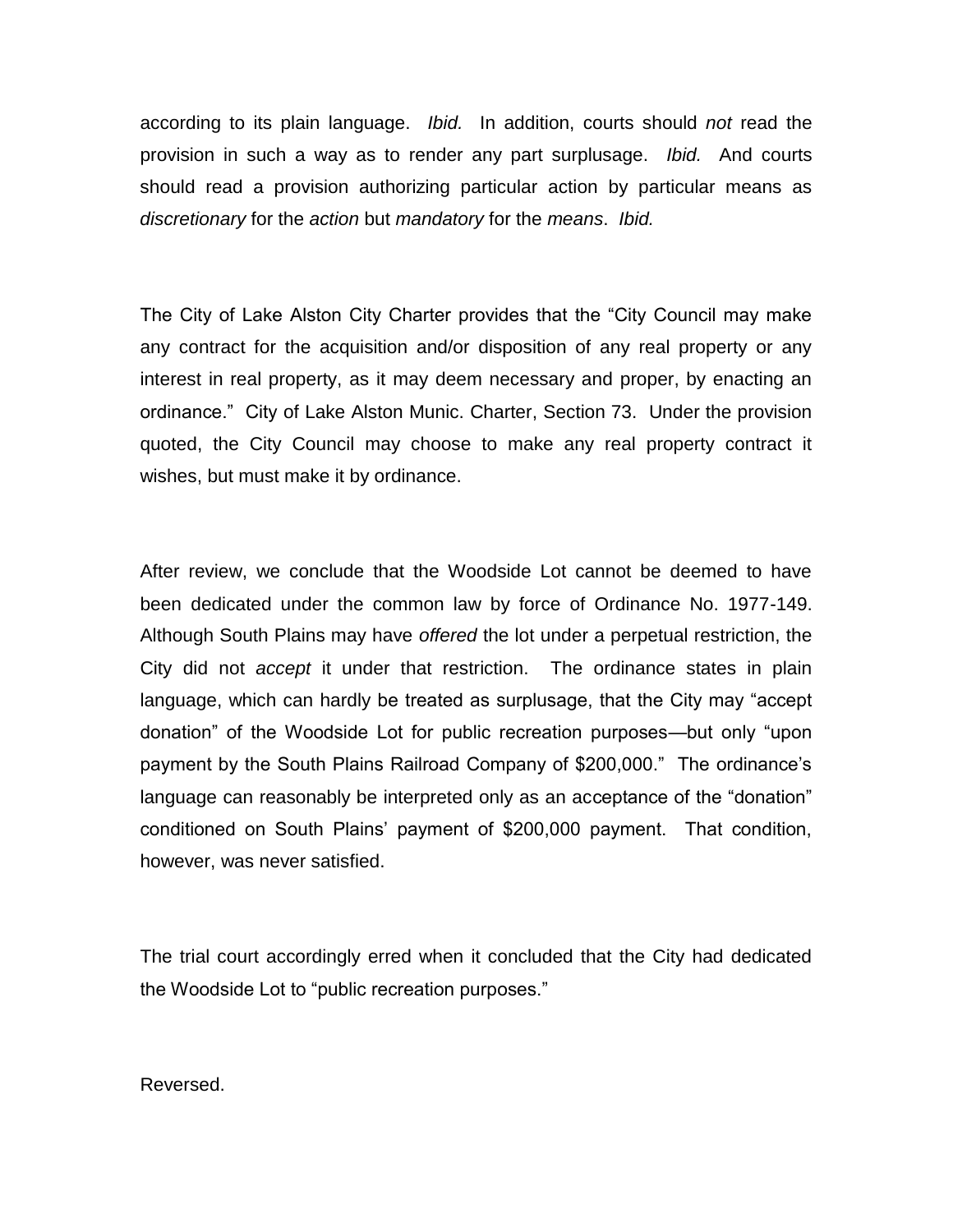according to its plain language. *Ibid.* In addition, courts should *not* read the provision in such a way as to render any part surplusage. *Ibid.* And courts should read a provision authorizing particular action by particular means as *discretionary* for the *action* but *mandatory* for the *means*. *Ibid.*

The City of Lake Alston City Charter provides that the "City Council may make any contract for the acquisition and/or disposition of any real property or any interest in real property, as it may deem necessary and proper, by enacting an ordinance." City of Lake Alston Munic. Charter, Section 73. Under the provision quoted, the City Council may choose to make any real property contract it wishes, but must make it by ordinance.

After review, we conclude that the Woodside Lot cannot be deemed to have been dedicated under the common law by force of Ordinance No. 1977-149. Although South Plains may have *offered* the lot under a perpetual restriction, the City did not *accept* it under that restriction. The ordinance states in plain language, which can hardly be treated as surplusage, that the City may "accept donation" of the Woodside Lot for public recreation purposes—but only "upon payment by the South Plains Railroad Company of $200,000." The ordinance's language can reasonably be interpreted only as an acceptance of the "donation" conditioned on South Plains' payment of $200,000 payment. That condition, however, was never satisfied.

The trial court accordingly erred when it concluded that the City had dedicated the Woodside Lot to "public recreation purposes."

Reversed.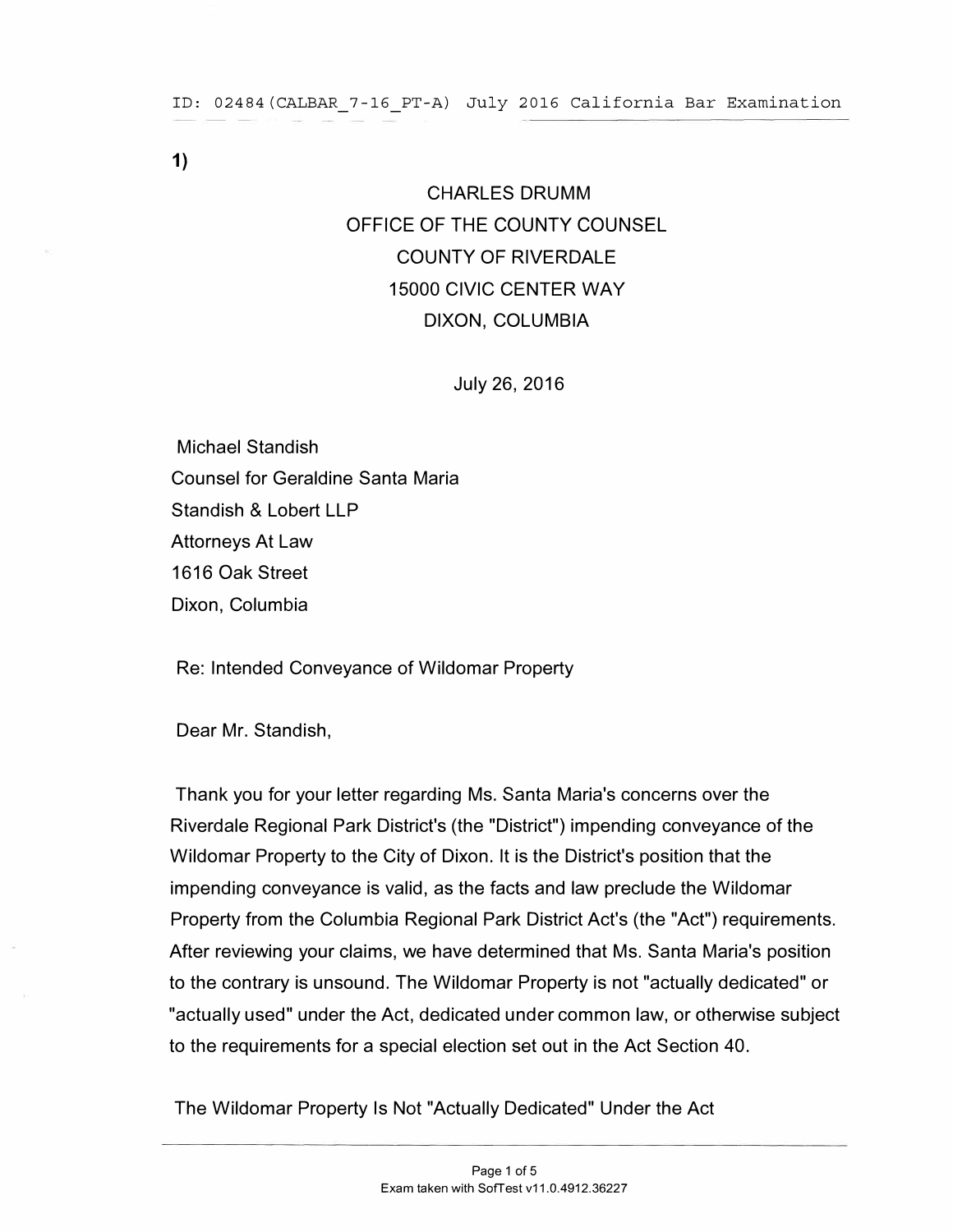1)

CHARLES DRUMM
OFFICE OF THE COUNTY COUNSEL
COUNTY OF RIVERDALE
15000 CIVIC CENTER WAY
DIXON, COLUMBIA

July 26, 2016

Michael Standish
Counsel for Geraldine Santa Maria
Standish & Lobert LLP
Attorneys At Law
1616 Oak Street
Dixon, Columbia

Re: Intended Conveyance of Wildomar Property

Dear Mr. Standish,

Thank you for your letter regarding Ms. Santa Maria's concerns over the Riverdale Regional Park District's (the "District") impending conveyance of the Wildomar Property to the City of Dixon. It is the District's position that the impending conveyance is valid, as the facts and law preclude the Wildomar Property from the Columbia Regional Park District Act's (the "Act") requirements. After reviewing your claims, we have determined that Ms. Santa Maria's position to the contrary is unsound. The Wildomar Property is not "actually dedicated" or "actually used" under the Act, dedicated under common law, or otherwise subject to the requirements for a special election set out in the Act Section 40.

The Wildomar Property Is Not "Actually Dedicated" Under the Act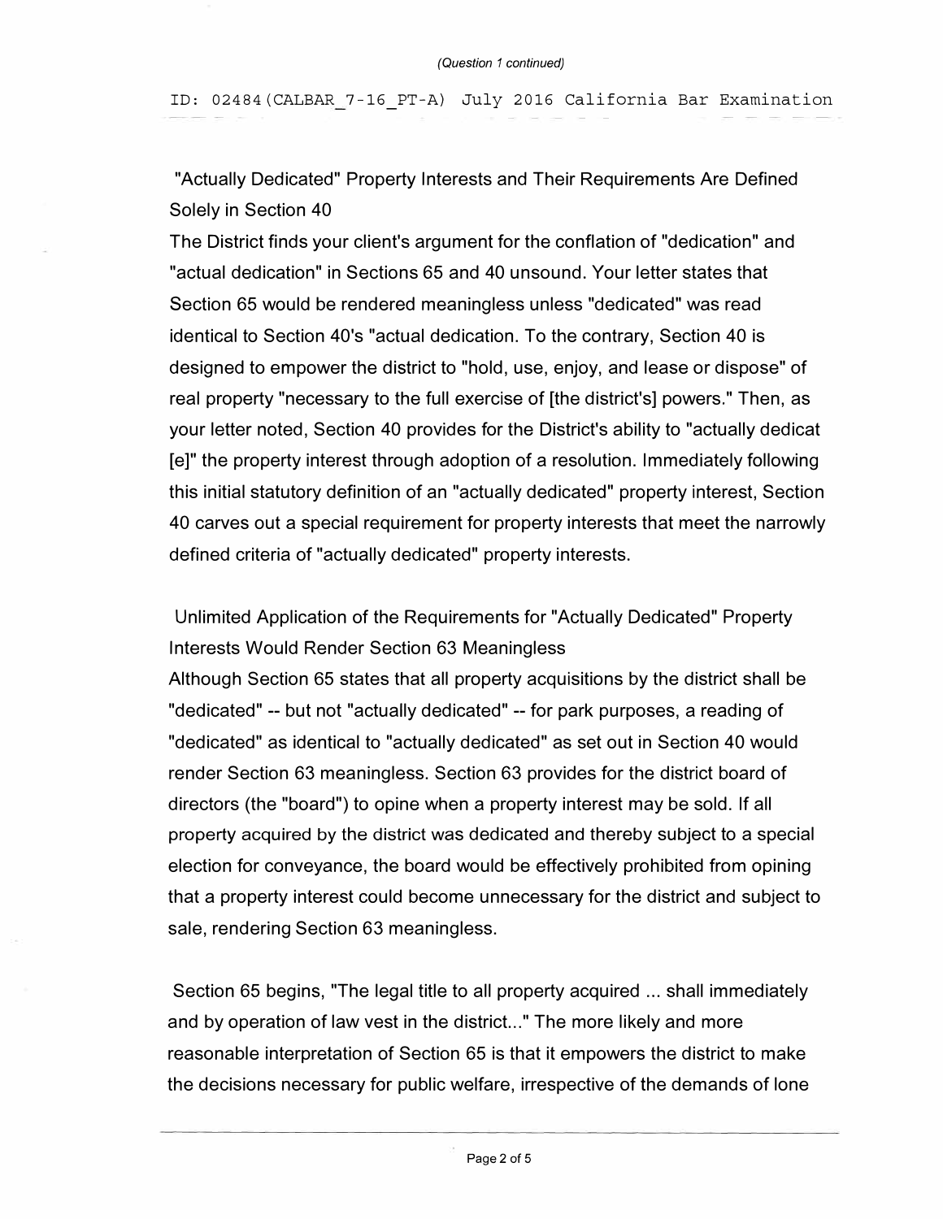"Actually Dedicated" Property Interests and Their Requirements Are Defined Solely in Section 40

The District finds your client's argument for the conflation of "dedication" and "actual dedication" in Sections 65 and 40 unsound. Your letter states that Section 65 would be rendered meaningless unless "dedicated" was read identical to Section 40's "actual dedication. To the contrary, Section 40 is designed to empower the district to "hold, use, enjoy, and lease or dispose" of real property "necessary to the full exercise of [the district's] powers." Then, as your letter noted, Section 40 provides for the District's ability to "actually dedicat [e]" the property interest through adoption of a resolution. Immediately following this initial statutory definition of an "actually dedicated" property interest, Section 40 carves out a special requirement for property interests that meet the narrowly defined criteria of "actually dedicated" property interests.

Unlimited Application of the Requirements for "Actually Dedicated" Property Interests Would Render Section 63 Meaningless

Although Section 65 states that all property acquisitions by the district shall be "dedicated" -- but not "actually dedicated" -- for park purposes, a reading of "dedicated" as identical to "actually dedicated" as set out in Section 40 would render Section 63 meaningless. Section 63 provides for the district board of directors (the "board") to opine when a property interest may be sold. If all property acquired by the district was dedicated and thereby subject to a special election for conveyance, the board would be effectively prohibited from opining that a property interest could become unnecessary for the district and subject to sale, rendering Section 63 meaningless.

Section 65 begins, "The legal title to all property acquired ... shall immediately and by operation of law vest in the district..." The more likely and more reasonable interpretation of Section 65 is that it empowers the district to make the decisions necessary for public welfare, irrespective of the demands of lone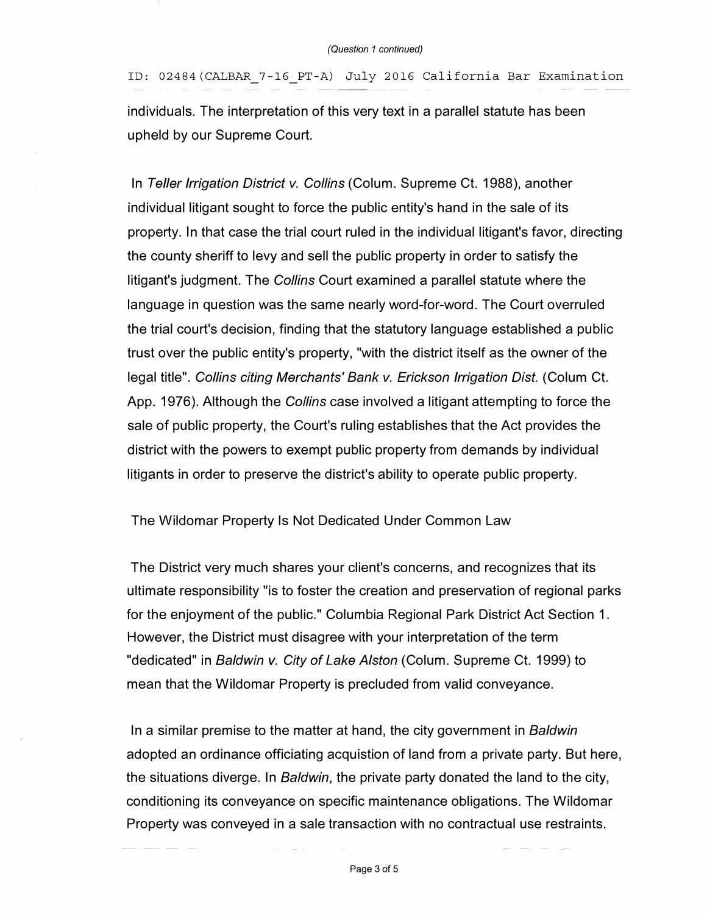individuals. The interpretation of this very text in a parallel statute has been upheld by our Supreme Court.

In *Teller Irrigation District v. Collins* (Colum. Supreme Ct. 1988), another individual litigant sought to force the public entity's hand in the sale of its property. In that case the trial court ruled in the individual litigant's favor, directing the county sheriff to levy and sell the public property in order to satisfy the litigant's judgment. The *Collins* Court examined a parallel statute where the language in question was the same nearly word-for-word. The Court overruled the trial court's decision, finding that the statutory language established a public trust over the public entity's property, "with the district itself as the owner of the legal title". *Collins citing Merchants' Bank v. Erickson Irrigation Dist.* (Colum Ct. App. 1976). Although the *Collins* case involved a litigant attempting to force the sale of public property, the Court's ruling establishes that the Act provides the district with the powers to exempt public property from demands by individual litigants in order to preserve the district's ability to operate public property.

The Wildomar Property Is Not Dedicated Under Common Law

The District very much shares your client's concerns, and recognizes that its ultimate responsibility "is to foster the creation and preservation of regional parks for the enjoyment of the public." Columbia Regional Park District Act Section 1. However, the District must disagree with your interpretation of the term "dedicated" in *Baldwin v. City of Lake Alston* (Colum. Supreme Ct. 1999) to mean that the Wildomar Property is precluded from valid conveyance.

In a similar premise to the matter at hand, the city government in *Baldwin* adopted an ordinance officiating acquistion of land from a private party. But here, the situations diverge. In *Baldwin*, the private party donated the land to the city, conditioning its conveyance on specific maintenance obligations. The Wildomar Property was conveyed in a sale transaction with no contractual use restraints.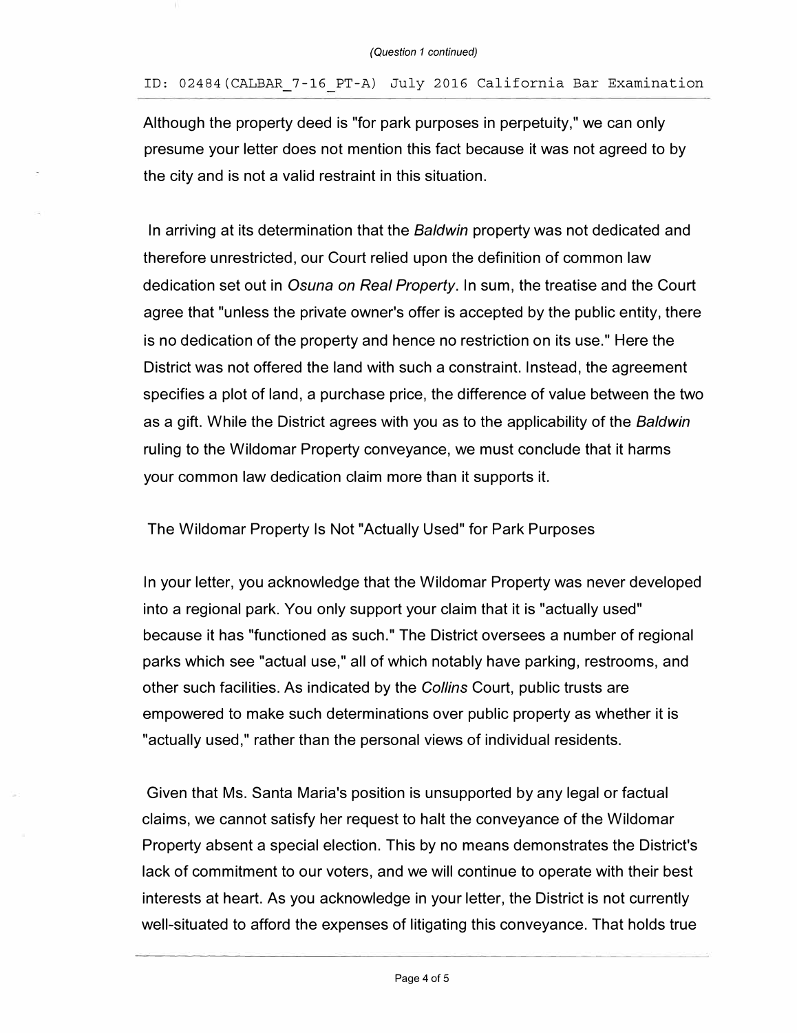Although the property deed is "for park purposes in perpetuity," we can only presume your letter does not mention this fact because it was not agreed to by the city and is not a valid restraint in this situation.

In arriving at its determination that the *Baldwin* property was not dedicated and therefore unrestricted, our Court relied upon the definition of common law dedication set out in *Osuna on Real Property*. In sum, the treatise and the Court agree that "unless the private owner's offer is accepted by the public entity, there is no dedication of the property and hence no restriction on its use." Here the District was not offered the land with such a constraint. Instead, the agreement specifies a plot of land, a purchase price, the difference of value between the two as a gift. While the District agrees with you as to the applicability of the *Baldwin* ruling to the Wildomar Property conveyance, we must conclude that it harms your common law dedication claim more than it supports it.

The Wildomar Property Is Not "Actually Used" for Park Purposes

In your letter, you acknowledge that the Wildomar Property was never developed into a regional park. You only support your claim that it is "actually used" because it has "functioned as such." The District oversees a number of regional parks which see "actual use," all of which notably have parking, restrooms, and other such facilities. As indicated by the *Collins* Court, public trusts are empowered to make such determinations over public property as whether it is "actually used," rather than the personal views of individual residents.

Given that Ms. Santa Maria's position is unsupported by any legal or factual claims, we cannot satisfy her request to halt the conveyance of the Wildomar Property absent a special election. This by no means demonstrates the District's lack of commitment to our voters, and we will continue to operate with their best interests at heart. As you acknowledge in your letter, the District is not currently well-situated to afford the expenses of litigating this conveyance. That holds true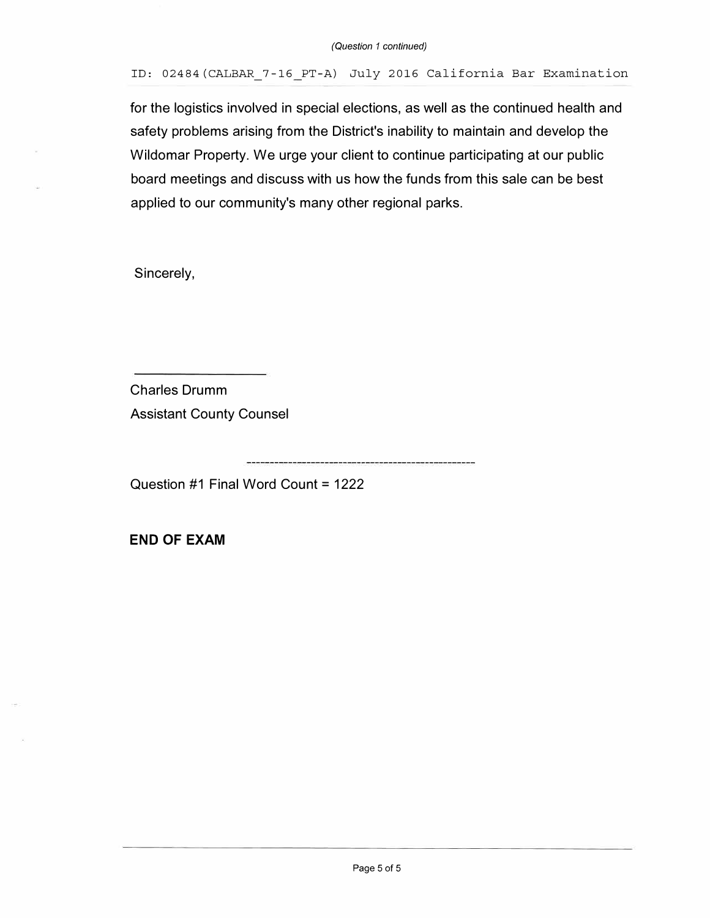for the logistics involved in special elections, as well as the continued health and safety problems arising from the District's inability to maintain and develop the Wildomar Property. We urge your client to continue participating at our public board meetings and discuss with us how the funds from this sale can be best applied to our community's many other regional parks.

Sincerely,

\_\_\_\_\_\_\_\_\_\_\_\_\_\_\_\_\_\_

Charles Drumm

Assistant County Counsel

---

Question #1 Final Word Count = 1222

**END OF EXAM**